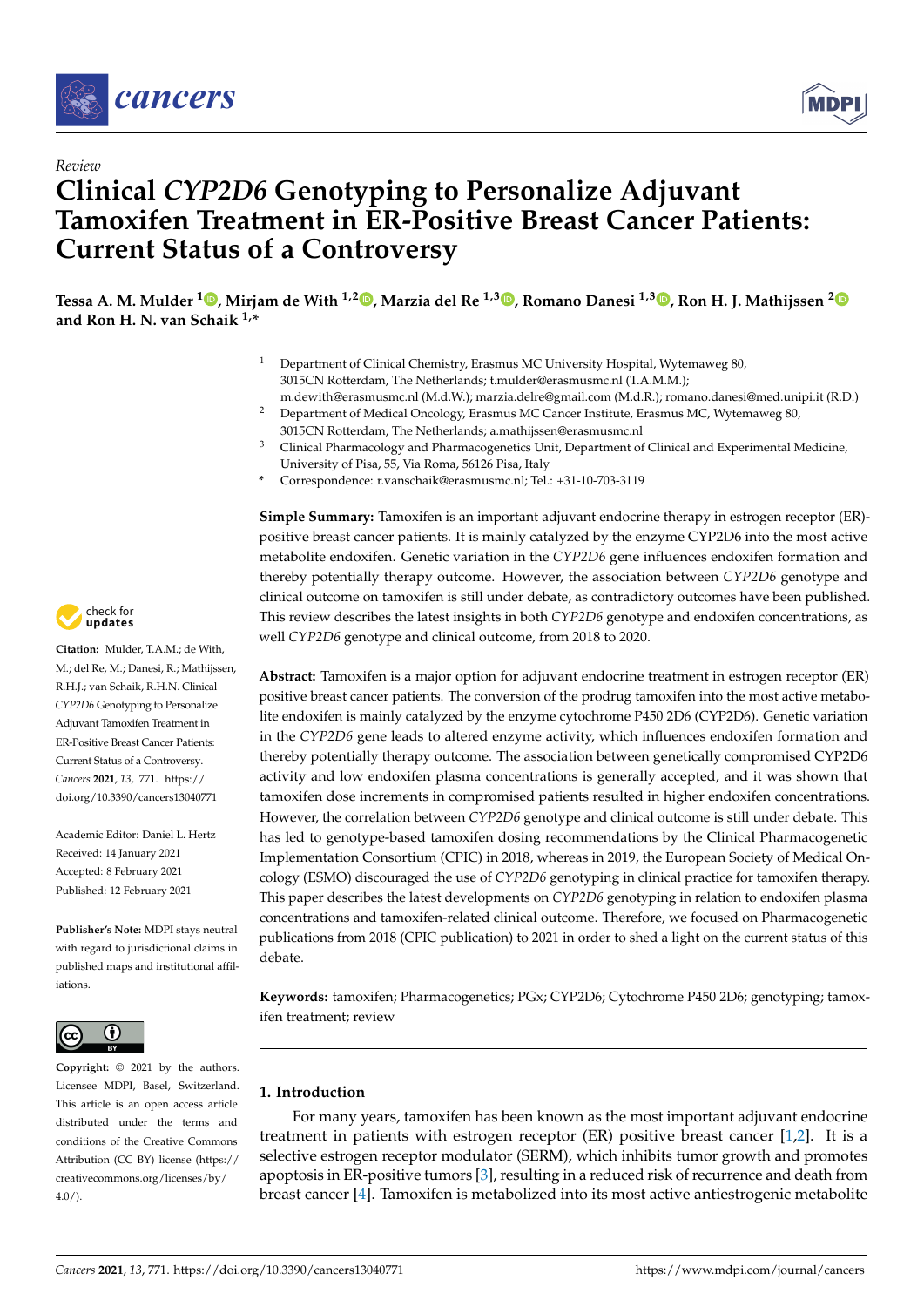*Review*

# Clinical *CYP2D6* Genotyping to Personalize Adjuvant Tamoxifen Treatment in ER-Positive Breast Cancer Patients: Current Status of a Controversy

**Tessa A. M. Mulder [1], Mirjam de With [1,2], Marzia del Re [1,3], Romano Danesi [1,3], Ron H. J. Mathijssen [2] and Ron H. N. van Schaik [1,*]**

[1] Department of Clinical Chemistry, Erasmus MC University Hospital, Wytemaweg 80, 3015CN Rotterdam, The Netherlands; t.mulder@erasmusmc.nl (T.A.M.M.); m.dewith@erasmusmc.nl (M.d.W.); marzia.delre@gmail.com (M.d.R.); romano.danesi@med.unipi.it (R.D.)

[2] Department of Medical Oncology, Erasmus MC Cancer Institute, Erasmus MC, Wytemaweg 80, 3015CN Rotterdam, The Netherlands; a.mathijssen@erasmusmc.nl

[3] Clinical Pharmacology and Pharmacogenetics Unit, Department of Clinical and Experimental Medicine, University of Pisa, 55, Via Roma, 56126 Pisa, Italy

\* Correspondence: r.vanschaik@erasmusmc.nl; Tel.: +31-10-703-3119

**Citation:** Mulder, T.A.M.; de With, M.; del Re, M.; Danesi, R.; Mathijssen, R.H.J.; van Schaik, R.H.N. Clinical *CYP2D6* Genotyping to Personalize Adjuvant Tamoxifen Treatment in ER-Positive Breast Cancer Patients: Current Status of a Controversy. *Cancers* **2021**, *13*, 771. https://doi.org/10.3390/cancers13040771

Academic Editor: Daniel L. Hertz

Received: 14 January 2021
Accepted: 8 February 2021
Published: 12 February 2021

**Publisher's Note:** MDPI stays neutral with regard to jurisdictional claims in published maps and institutional affiliations.

**Copyright:** © 2021 by the authors. Licensee MDPI, Basel, Switzerland. This article is an open access article distributed under the terms and conditions of the Creative Commons Attribution (CC BY) license (https://creativecommons.org/licenses/by/4.0/).

**Simple Summary:** Tamoxifen is an important adjuvant endocrine therapy in estrogen receptor (ER)-positive breast cancer patients. It is mainly catalyzed by the enzyme CYP2D6 into the most active metabolite endoxifen. Genetic variation in the *CYP2D6* gene influences endoxifen formation and thereby potentially therapy outcome. However, the association between *CYP2D6* genotype and clinical outcome on tamoxifen is still under debate, as contradictory outcomes have been published. This review describes the latest insights in both *CYP2D6* genotype and endoxifen concentrations, as well *CYP2D6* genotype and clinical outcome, from 2018 to 2020.

**Abstract:** Tamoxifen is a major option for adjuvant endocrine treatment in estrogen receptor (ER) positive breast cancer patients. The conversion of the prodrug tamoxifen into the most active metabolite endoxifen is mainly catalyzed by the enzyme cytochrome P450 2D6 (CYP2D6). Genetic variation in the *CYP2D6* gene leads to altered enzyme activity, which influences endoxifen formation and thereby potentially therapy outcome. The association between genetically compromised CYP2D6 activity and low endoxifen plasma concentrations is generally accepted, and it was shown that tamoxifen dose increments in compromised patients resulted in higher endoxifen concentrations. However, the correlation between *CYP2D6* genotype and clinical outcome is still under debate. This has led to genotype-based tamoxifen dosing recommendations by the Clinical Pharmacogenetic Implementation Consortium (CPIC) in 2018, whereas in 2019, the European Society of Medical Oncology (ESMO) discouraged the use of *CYP2D6* genotyping in clinical practice for tamoxifen therapy. This paper describes the latest developments on *CYP2D6* genotyping in relation to endoxifen plasma concentrations and tamoxifen-related clinical outcome. Therefore, we focused on Pharmacogenetic publications from 2018 (CPIC publication) to 2021 in order to shed a light on the current status of this debate.

**Keywords:** tamoxifen; Pharmacogenetics; PGx; CYP2D6; Cytochrome P450 2D6; genotyping; tamoxifen treatment; review

## 1. Introduction

For many years, tamoxifen has been known as the most important adjuvant endocrine treatment in patients with estrogen receptor (ER) positive breast cancer [1,2]. It is a selective estrogen receptor modulator (SERM), which inhibits tumor growth and promotes apoptosis in ER-positive tumors [3], resulting in a reduced risk of recurrence and death from breast cancer [4]. Tamoxifen is metabolized into its most active antiestrogenic metabolite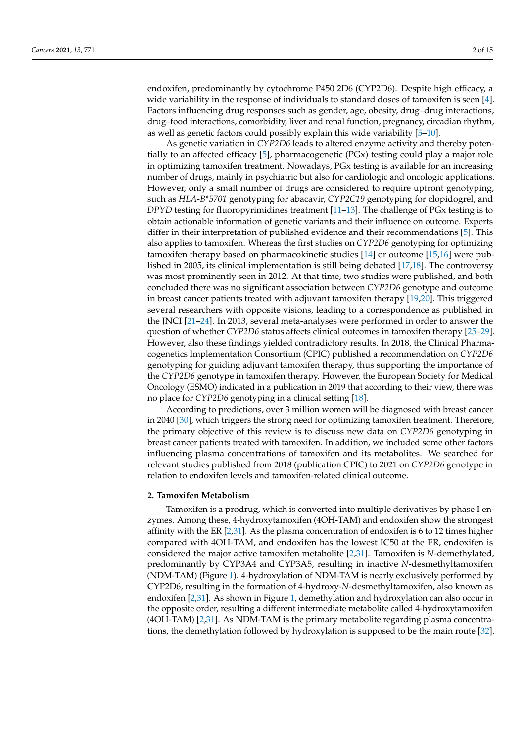endoxifen, predominantly by cytochrome P450 2D6 (CYP2D6). Despite high efficacy, a wide variability in the response of individuals to standard doses of tamoxifen is seen [4]. Factors influencing drug responses such as gender, age, obesity, drug–drug interactions, drug–food interactions, comorbidity, liver and renal function, pregnancy, circadian rhythm, as well as genetic factors could possibly explain this wide variability [5–10].

As genetic variation in *CYP2D6* leads to altered enzyme activity and thereby potentially to an affected efficacy [5], pharmacogenetic (PGx) testing could play a major role in optimizing tamoxifen treatment. Nowadays, PGx testing is available for an increasing number of drugs, mainly in psychiatric but also for cardiologic and oncologic applications. However, only a small number of drugs are considered to require upfront genotyping, such as *HLA-B*5701* genotyping for abacavir, *CYP2C19* genotyping for clopidogrel, and *DPYD* testing for fluoropyrimidines treatment [11–13]. The challenge of PGx testing is to obtain actionable information of genetic variants and their influence on outcome. Experts differ in their interpretation of published evidence and their recommendations [5]. This also applies to tamoxifen. Whereas the first studies on *CYP2D6* genotyping for optimizing tamoxifen therapy based on pharmacokinetic studies [14] or outcome [15,16] were published in 2005, its clinical implementation is still being debated [17,18]. The controversy was most prominently seen in 2012. At that time, two studies were published, and both concluded there was no significant association between *CYP2D6* genotype and outcome in breast cancer patients treated with adjuvant tamoxifen therapy [19,20]. This triggered several researchers with opposite visions, leading to a correspondence as published in the JNCI [21–24]. In 2013, several meta-analyses were performed in order to answer the question of whether *CYP2D6* status affects clinical outcomes in tamoxifen therapy [25–29]. However, also these findings yielded contradictory results. In 2018, the Clinical Pharmacogenetics Implementation Consortium (CPIC) published a recommendation on *CYP2D6* genotyping for guiding adjuvant tamoxifen therapy, thus supporting the importance of the *CYP2D6* genotype in tamoxifen therapy. However, the European Society for Medical Oncology (ESMO) indicated in a publication in 2019 that according to their view, there was no place for *CYP2D6* genotyping in a clinical setting [18].

According to predictions, over 3 million women will be diagnosed with breast cancer in 2040 [30], which triggers the strong need for optimizing tamoxifen treatment. Therefore, the primary objective of this review is to discuss new data on *CYP2D6* genotyping in breast cancer patients treated with tamoxifen. In addition, we included some other factors influencing plasma concentrations of tamoxifen and its metabolites. We searched for relevant studies published from 2018 (publication CPIC) to 2021 on *CYP2D6* genotype in relation to endoxifen levels and tamoxifen-related clinical outcome.

## 2. Tamoxifen Metabolism

Tamoxifen is a prodrug, which is converted into multiple derivatives by phase I enzymes. Among these, 4-hydroxytamoxifen (4OH-TAM) and endoxifen show the strongest affinity with the ER [2,31]. As the plasma concentration of endoxifen is 6 to 12 times higher compared with 4OH-TAM, and endoxifen has the lowest IC50 at the ER, endoxifen is considered the major active tamoxifen metabolite [2,31]. Tamoxifen is *N*-demethylated, predominantly by CYP3A4 and CYP3A5, resulting in inactive *N*-desmethyltamoxifen (NDM-TAM) (Figure 1). 4-hydroxylation of NDM-TAM is nearly exclusively performed by CYP2D6, resulting in the formation of 4-hydroxy-*N*-desmethyltamoxifen, also known as endoxifen [2,31]. As shown in Figure 1, demethylation and hydroxylation can also occur in the opposite order, resulting a different intermediate metabolite called 4-hydroxytamoxifen (4OH-TAM) [2,31]. As NDM-TAM is the primary metabolite regarding plasma concentrations, the demethylation followed by hydroxylation is supposed to be the main route [32].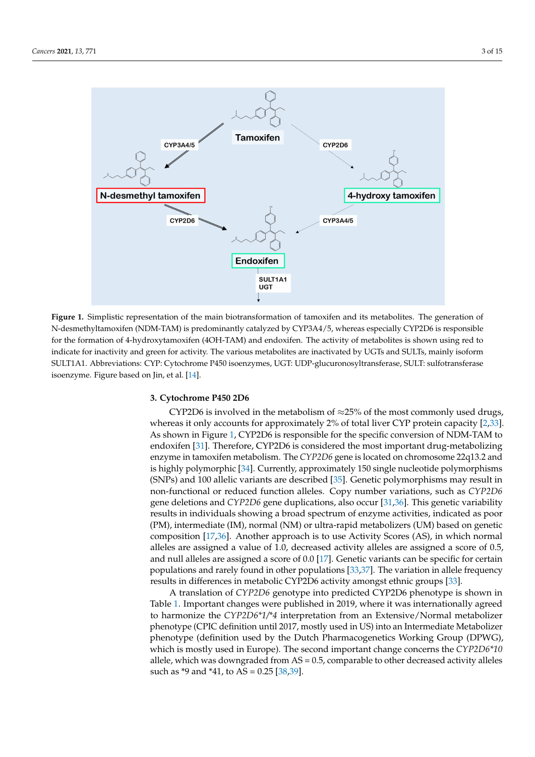**Figure 1.** Simplistic representation of the main biotransformation of tamoxifen and its metabolites. The generation of N-desmethyltamoxifen (NDM-TAM) is predominantly catalyzed by CYP3A4/5, whereas especially CYP2D6 is responsible for the formation of 4-hydroxytamoxifen (4OH-TAM) and endoxifen. The activity of metabolites is shown using red to indicate for inactivity and green for activity. The various metabolites are inactivated by UGTs and SULTs, mainly isoform SULT1A1. Abbreviations: CYP: Cytochrome P450 isoenzymes, UGT: UDP-glucuronosyltransferase, SULT: sulfotransferase isoenzyme. Figure based on Jin, et al. [14].

## 3. Cytochrome P450 2D6

CYP2D6 is involved in the metabolism of ≈25% of the most commonly used drugs, whereas it only accounts for approximately 2% of total liver CYP protein capacity [2,33]. As shown in Figure 1, CYP2D6 is responsible for the specific conversion of NDM-TAM to endoxifen [31]. Therefore, CYP2D6 is considered the most important drug-metabolizing enzyme in tamoxifen metabolism. The *CYP2D6* gene is located on chromosome 22q13.2 and is highly polymorphic [34]. Currently, approximately 150 single nucleotide polymorphisms (SNPs) and 100 allelic variants are described [35]. Genetic polymorphisms may result in non-functional or reduced function alleles. Copy number variations, such as *CYP2D6* gene deletions and *CYP2D6* gene duplications, also occur [31,36]. This genetic variability results in individuals showing a broad spectrum of enzyme activities, indicated as poor (PM), intermediate (IM), normal (NM) or ultra-rapid metabolizers (UM) based on genetic composition [17,36]. Another approach is to use Activity Scores (AS), in which normal alleles are assigned a value of 1.0, decreased activity alleles are assigned a score of 0.5, and null alleles are assigned a score of 0.0 [17]. Genetic variants can be specific for certain populations and rarely found in other populations [33,37]. The variation in allele frequency results in differences in metabolic CYP2D6 activity amongst ethnic groups [33].

A translation of *CYP2D6* genotype into predicted CYP2D6 phenotype is shown in Table 1. Important changes were published in 2019, where it was internationally agreed to harmonize the *CYP2D6*1/*4* interpretation from an Extensive/Normal metabolizer phenotype (CPIC definition until 2017, mostly used in US) into an Intermediate Metabolizer phenotype (definition used by the Dutch Pharmacogenetics Working Group (DPWG), which is mostly used in Europe). The second important change concerns the *CYP2D6*10* allele, which was downgraded from AS = 0.5, comparable to other decreased activity alleles such as *9 and *41, to AS = 0.25 [38,39].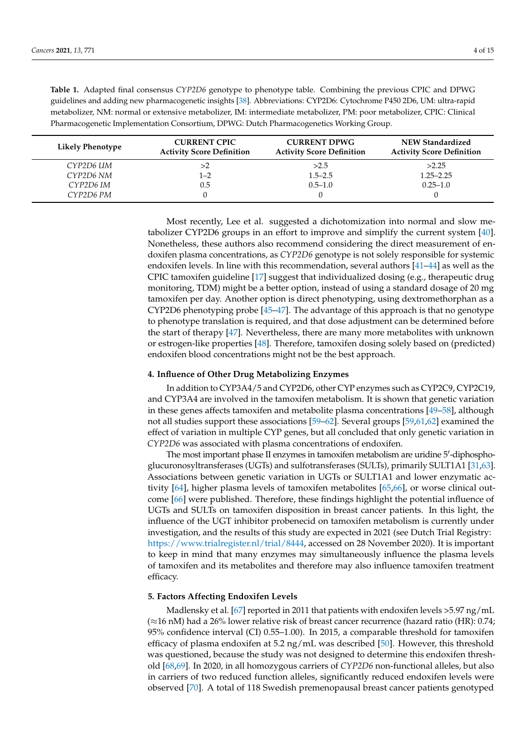**Table 1.** Adapted final consensus *CYP2D6* genotype to phenotype table. Combining the previous CPIC and DPWG guidelines and adding new pharmacogenetic insights [38]. Abbreviations: CYP2D6: Cytochrome P450 2D6, UM: ultra-rapid metabolizer, NM: normal or extensive metabolizer, IM: intermediate metabolizer, PM: poor metabolizer, CPIC: Clinical Pharmacogenetic Implementation Consortium, DPWG: Dutch Pharmacogenetics Working Group.

| Likely Phenotype | CURRENT CPIC Activity Score Definition | CURRENT DPWG Activity Score Definition | NEW Standardized Activity Score Definition |
|---|---|---|---|
| *CYP2D6 UM* | >2 | >2.5 | >2.25 |
| *CYP2D6 NM* | 1–2 | 1.5–2.5 | 1.25–2.25 |
| *CYP2D6 IM* | 0.5 | 0.5–1.0 | 0.25–1.0 |
| *CYP2D6 PM* | 0 | 0 | 0 |

Most recently, Lee et al. suggested a dichotomization into normal and slow metabolizer CYP2D6 groups in an effort to improve and simplify the current system [40]. Nonetheless, these authors also recommend considering the direct measurement of endoxifen plasma concentrations, as *CYP2D6* genotype is not solely responsible for systemic endoxifen levels. In line with this recommendation, several authors [41–44] as well as the CPIC tamoxifen guideline [17] suggest that individualized dosing (e.g., therapeutic drug monitoring, TDM) might be a better option, instead of using a standard dosage of 20 mg tamoxifen per day. Another option is direct phenotyping, using dextromethorphan as a CYP2D6 phenotyping probe [45–47]. The advantage of this approach is that no genotype to phenotype translation is required, and that dose adjustment can be determined before the start of therapy [47]. Nevertheless, there are many more metabolites with unknown or estrogen-like properties [48]. Therefore, tamoxifen dosing solely based on (predicted) endoxifen blood concentrations might not be the best approach.

## 4. Influence of Other Drug Metabolizing Enzymes

In addition to CYP3A4/5 and CYP2D6, other CYP enzymes such as CYP2C9, CYP2C19, and CYP3A4 are involved in the tamoxifen metabolism. It is shown that genetic variation in these genes affects tamoxifen and metabolite plasma concentrations [49–58], although not all studies support these associations [59–62]. Several groups [59,61,62] examined the effect of variation in multiple CYP genes, but all concluded that only genetic variation in *CYP2D6* was associated with plasma concentrations of endoxifen.

The most important phase II enzymes in tamoxifen metabolism are uridine 5′-diphospho-glucuronosyltransferases (UGTs) and sulfotransferases (SULTs), primarily SULT1A1 [31,63]. Associations between genetic variation in UGTs or SULT1A1 and lower enzymatic activity [64], higher plasma levels of tamoxifen metabolites [65,66], or worse clinical outcome [66] were published. Therefore, these findings highlight the potential influence of UGTs and SULTs on tamoxifen disposition in breast cancer patients. In this light, the influence of the UGT inhibitor probenecid on tamoxifen metabolism is currently under investigation, and the results of this study are expected in 2021 (see Dutch Trial Registry: https://www.trialregister.nl/trial/8444, accessed on 28 November 2020). It is important to keep in mind that many enzymes may simultaneously influence the plasma levels of tamoxifen and its metabolites and therefore may also influence tamoxifen treatment efficacy.

## 5. Factors Affecting Endoxifen Levels

Madlensky et al. [67] reported in 2011 that patients with endoxifen levels >5.97 ng/mL (≈16 nM) had a 26% lower relative risk of breast cancer recurrence (hazard ratio (HR): 0.74; 95% confidence interval (CI) 0.55–1.00). In 2015, a comparable threshold for tamoxifen efficacy of plasma endoxifen at 5.2 ng/mL was described [50]. However, this threshold was questioned, because the study was not designed to determine this endoxifen threshold [68,69]. In 2020, in all homozygous carriers of *CYP2D6* non-functional alleles, but also in carriers of two reduced function alleles, significantly reduced endoxifen levels were observed [70]. A total of 118 Swedish premenopausal breast cancer patients genotyped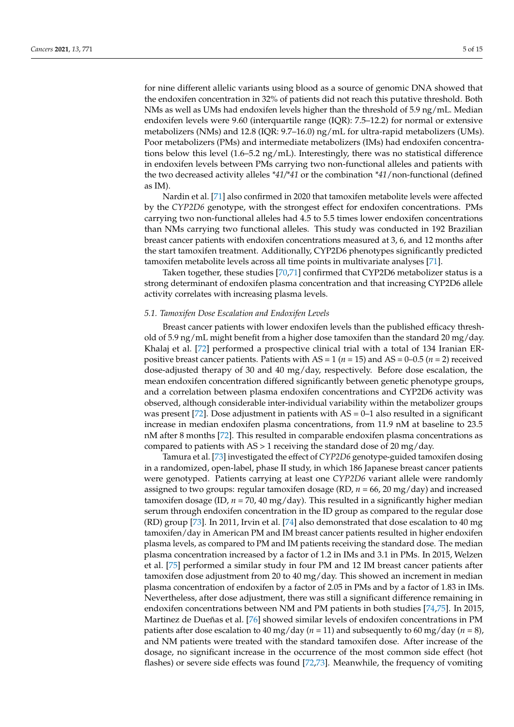for nine different allelic variants using blood as a source of genomic DNA showed that the endoxifen concentration in 32% of patients did not reach this putative threshold. Both NMs as well as UMs had endoxifen levels higher than the threshold of 5.9 ng/mL. Median endoxifen levels were 9.60 (interquartile range (IQR): 7.5–12.2) for normal or extensive metabolizers (NMs) and 12.8 (IQR: 9.7–16.0) ng/mL for ultra-rapid metabolizers (UMs). Poor metabolizers (PMs) and intermediate metabolizers (IMs) had endoxifen concentrations below this level (1.6–5.2 ng/mL). Interestingly, there was no statistical difference in endoxifen levels between PMs carrying two non-functional alleles and patients with the two decreased activity alleles *\*41/\*41* or the combination *\*41*/non-functional (defined as IM).

Nardin et al. [71] also confirmed in 2020 that tamoxifen metabolite levels were affected by the *CYP2D6* genotype, with the strongest effect for endoxifen concentrations. PMs carrying two non-functional alleles had 4.5 to 5.5 times lower endoxifen concentrations than NMs carrying two functional alleles. This study was conducted in 192 Brazilian breast cancer patients with endoxifen concentrations measured at 3, 6, and 12 months after the start tamoxifen treatment. Additionally, CYP2D6 phenotypes significantly predicted tamoxifen metabolite levels across all time points in multivariate analyses [71].

Taken together, these studies [70,71] confirmed that CYP2D6 metabolizer status is a strong determinant of endoxifen plasma concentration and that increasing CYP2D6 allele activity correlates with increasing plasma levels.

### *5.1. Tamoxifen Dose Escalation and Endoxifen Levels*

Breast cancer patients with lower endoxifen levels than the published efficacy threshold of 5.9 ng/mL might benefit from a higher dose tamoxifen than the standard 20 mg/day. Khalaj et al. [72] performed a prospective clinical trial with a total of 134 Iranian ER-positive breast cancer patients. Patients with AS = 1 ($n$ = 15) and AS = 0–0.5 ($n$ = 2) received dose-adjusted therapy of 30 and 40 mg/day, respectively. Before dose escalation, the mean endoxifen concentration differed significantly between genetic phenotype groups, and a correlation between plasma endoxifen concentrations and CYP2D6 activity was observed, although considerable inter-individual variability within the metabolizer groups was present [72]. Dose adjustment in patients with AS = 0–1 also resulted in a significant increase in median endoxifen plasma concentrations, from 11.9 nM at baseline to 23.5 nM after 8 months [72]. This resulted in comparable endoxifen plasma concentrations as compared to patients with AS > 1 receiving the standard dose of 20 mg/day.

Tamura et al. [73] investigated the effect of *CYP2D6* genotype-guided tamoxifen dosing in a randomized, open-label, phase II study, in which 186 Japanese breast cancer patients were genotyped. Patients carrying at least one *CYP2D6* variant allele were randomly assigned to two groups: regular tamoxifen dosage (RD, $n$ = 66, 20 mg/day) and increased tamoxifen dosage (ID, $n$ = 70, 40 mg/day). This resulted in a significantly higher median serum through endoxifen concentration in the ID group as compared to the regular dose (RD) group [73]. In 2011, Irvin et al. [74] also demonstrated that dose escalation to 40 mg tamoxifen/day in American PM and IM breast cancer patients resulted in higher endoxifen plasma levels, as compared to PM and IM patients receiving the standard dose. The median plasma concentration increased by a factor of 1.2 in IMs and 3.1 in PMs. In 2015, Welzen et al. [75] performed a similar study in four PM and 12 IM breast cancer patients after tamoxifen dose adjustment from 20 to 40 mg/day. This showed an increment in median plasma concentration of endoxifen by a factor of 2.05 in PMs and by a factor of 1.83 in IMs. Nevertheless, after dose adjustment, there was still a significant difference remaining in endoxifen concentrations between NM and PM patients in both studies [74,75]. In 2015, Martinez de Dueñas et al. [76] showed similar levels of endoxifen concentrations in PM patients after dose escalation to 40 mg/day ($n$ = 11) and subsequently to 60 mg/day ($n$ = 8), and NM patients were treated with the standard tamoxifen dose. After increase of the dosage, no significant increase in the occurrence of the most common side effect (hot flashes) or severe side effects was found [72,73]. Meanwhile, the frequency of vomiting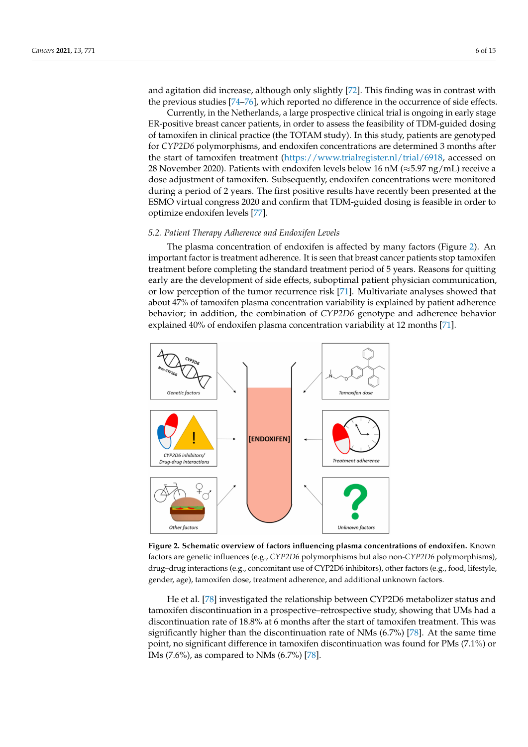and agitation did increase, although only slightly [72]. This finding was in contrast with the previous studies [74–76], which reported no difference in the occurrence of side effects.

Currently, in the Netherlands, a large prospective clinical trial is ongoing in early stage ER-positive breast cancer patients, in order to assess the feasibility of TDM-guided dosing of tamoxifen in clinical practice (the TOTAM study). In this study, patients are genotyped for *CYP2D6* polymorphisms, and endoxifen concentrations are determined 3 months after the start of tamoxifen treatment (https://www.trialregister.nl/trial/6918, accessed on 28 November 2020). Patients with endoxifen levels below 16 nM (≈5.97 ng/mL) receive a dose adjustment of tamoxifen. Subsequently, endoxifen concentrations were monitored during a period of 2 years. The first positive results have recently been presented at the ESMO virtual congress 2020 and confirm that TDM-guided dosing is feasible in order to optimize endoxifen levels [77].

### 5.2. Patient Therapy Adherence and Endoxifen Levels

The plasma concentration of endoxifen is affected by many factors (Figure 2). An important factor is treatment adherence. It is seen that breast cancer patients stop tamoxifen treatment before completing the standard treatment period of 5 years. Reasons for quitting early are the development of side effects, suboptimal patient physician communication, or low perception of the tumor recurrence risk [71]. Multivariate analyses showed that about 47% of tamoxifen plasma concentration variability is explained by patient adherence behavior; in addition, the combination of *CYP2D6* genotype and adherence behavior explained 40% of endoxifen plasma concentration variability at 12 months [71].

**Figure 2. Schematic overview of factors influencing plasma concentrations of endoxifen.** Known factors are genetic influences (e.g., *CYP2D6* polymorphisms but also non-*CYP2D6* polymorphisms), drug–drug interactions (e.g., concomitant use of CYP2D6 inhibitors), other factors (e.g., food, lifestyle, gender, age), tamoxifen dose, treatment adherence, and additional unknown factors.

He et al. [78] investigated the relationship between CYP2D6 metabolizer status and tamoxifen discontinuation in a prospective–retrospective study, showing that UMs had a discontinuation rate of 18.8% at 6 months after the start of tamoxifen treatment. This was significantly higher than the discontinuation rate of NMs (6.7%) [78]. At the same time point, no significant difference in tamoxifen discontinuation was found for PMs (7.1%) or IMs (7.6%), as compared to NMs (6.7%) [78].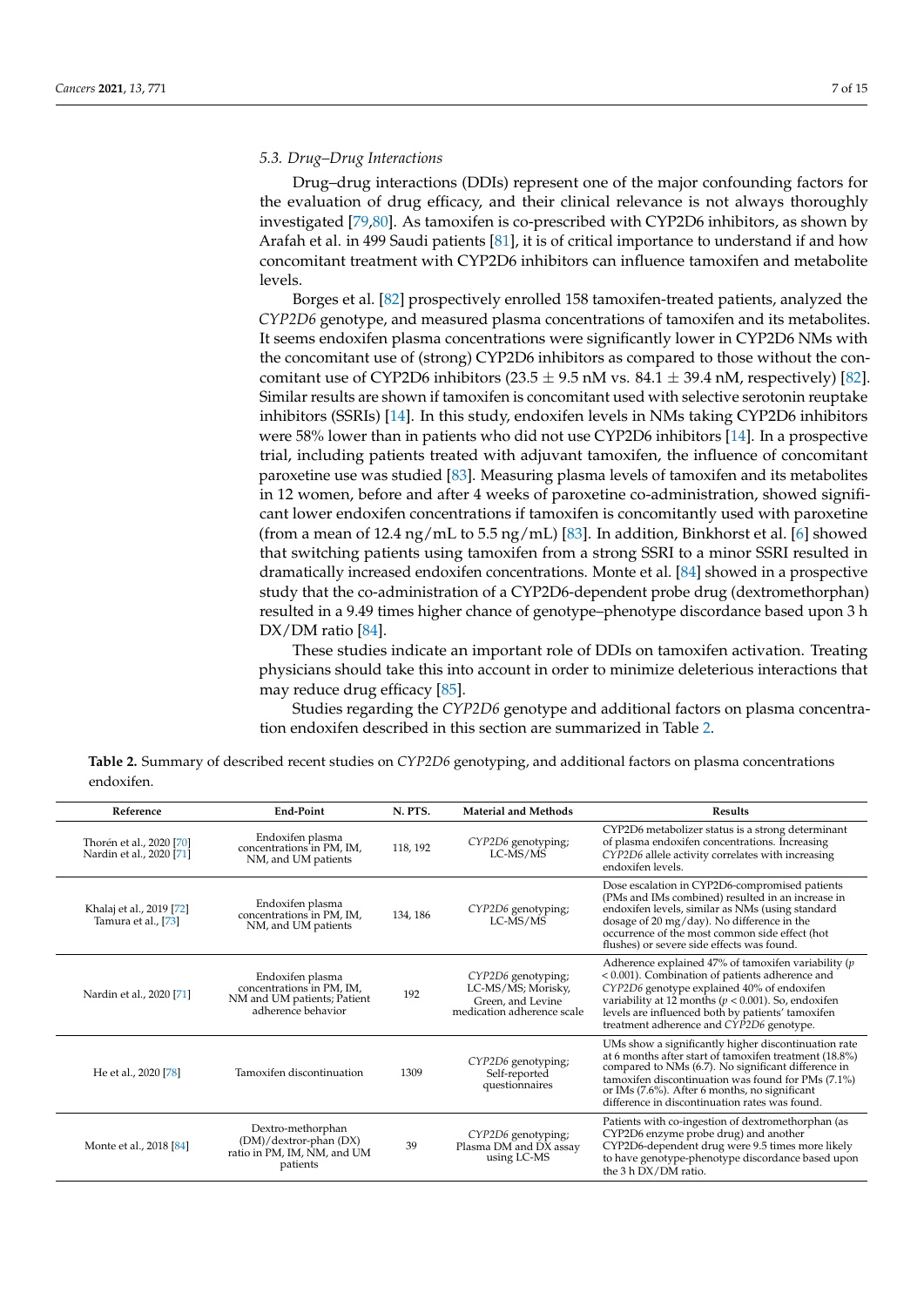### 5.3. Drug–Drug Interactions

Drug–drug interactions (DDIs) represent one of the major confounding factors for the evaluation of drug efficacy, and their clinical relevance is not always thoroughly investigated [79,80]. As tamoxifen is co-prescribed with CYP2D6 inhibitors, as shown by Arafah et al. in 499 Saudi patients [81], it is of critical importance to understand if and how concomitant treatment with CYP2D6 inhibitors can influence tamoxifen and metabolite levels.

Borges et al. [82] prospectively enrolled 158 tamoxifen-treated patients, analyzed the *CYP2D6* genotype, and measured plasma concentrations of tamoxifen and its metabolites. It seems endoxifen plasma concentrations were significantly lower in CYP2D6 NMs with the concomitant use of (strong) CYP2D6 inhibitors as compared to those without the concomitant use of CYP2D6 inhibitors ($23.5 \pm 9.5$ nM vs. $84.1 \pm 39.4$ nM, respectively) [82]. Similar results are shown if tamoxifen is concomitant used with selective serotonin reuptake inhibitors (SSRIs) [14]. In this study, endoxifen levels in NMs taking CYP2D6 inhibitors were 58% lower than in patients who did not use CYP2D6 inhibitors [14]. In a prospective trial, including patients treated with adjuvant tamoxifen, the influence of concomitant paroxetine use was studied [83]. Measuring plasma levels of tamoxifen and its metabolites in 12 women, before and after 4 weeks of paroxetine co-administration, showed significant lower endoxifen concentrations if tamoxifen is concomitantly used with paroxetine (from a mean of 12.4 ng/mL to 5.5 ng/mL) [83]. In addition, Binkhorst et al. [6] showed that switching patients using tamoxifen from a strong SSRI to a minor SSRI resulted in dramatically increased endoxifen concentrations. Monte et al. [84] showed in a prospective study that the co-administration of a CYP2D6-dependent probe drug (dextromethorphan) resulted in a 9.49 times higher chance of genotype–phenotype discordance based upon 3 h DX/DM ratio [84].

These studies indicate an important role of DDIs on tamoxifen activation. Treating physicians should take this into account in order to minimize deleterious interactions that may reduce drug efficacy [85].

Studies regarding the *CYP2D6* genotype and additional factors on plasma concentration endoxifen described in this section are summarized in Table 2.

**Table 2.** Summary of described recent studies on *CYP2D6* genotyping, and additional factors on plasma concentrations endoxifen.

| Reference | End-Point | N. PTS. | Material and Methods | Results |
|---|---|---|---|---|
| Thorén et al., 2020 [70]<br>Nardin et al., 2020 [71] | Endoxifen plasma concentrations in PM, IM, NM, and UM patients | 118, 192 | *CYP2D6* genotyping; LC-MS/MS | CYP2D6 metabolizer status is a strong determinant of plasma endoxifen concentrations. Increasing *CYP2D6* allele activity correlates with increasing endoxifen levels. |
| Khalaj et al., 2019 [72]<br>Tamura et al., [73] | Endoxifen plasma concentrations in PM, IM, NM, and UM patients | 134, 186 | *CYP2D6* genotyping; LC-MS/MS | Dose escalation in CYP2D6-compromised patients (PMs and IMs combined) resulted in an increase in endoxifen levels, similar as NMs (using standard dosage of 20 mg/day). No difference in the occurrence of the most common side effect (hot flushes) or severe side effects was found. |
| Nardin et al., 2020 [71] | Endoxifen plasma concentrations in PM, IM, NM and UM patients; Patient adherence behavior | 192 | *CYP2D6* genotyping; LC-MS/MS; Morisky, Green, and Levine medication adherence scale | Adherence explained 47% of tamoxifen variability ($p < 0.001$). Combination of patients adherence and *CYP2D6* genotype explained 40% of endoxifen variability at 12 months ($p < 0.001$). So, endoxifen levels are influenced both by patients' tamoxifen treatment adherence and *CYP2D6* genotype. |
| He et al., 2020 [78] | Tamoxifen discontinuation | 1309 | *CYP2D6* genotyping; Self-reported questionnaires | UMs show a significantly higher discontinuation rate at 6 months after start of tamoxifen treatment (18.8%) compared to NMs (6.7). No significant difference in tamoxifen discontinuation was found for PMs (7.1%) or IMs (7.6%). After 6 months, no significant difference in discontinuation rates was found. |
| Monte et al., 2018 [84] | Dextro-methorphan (DM)/dextror-phan (DX) ratio in PM, IM, NM, and UM patients | 39 | *CYP2D6* genotyping; Plasma DM and DX assay using LC-MS | Patients with co-ingestion of dextromethorphan (as CYP2D6 enzyme probe drug) and another CYP2D6-dependent drug were 9.5 times more likely to have genotype-phenotype discordance based upon the 3 h DX/DM ratio. |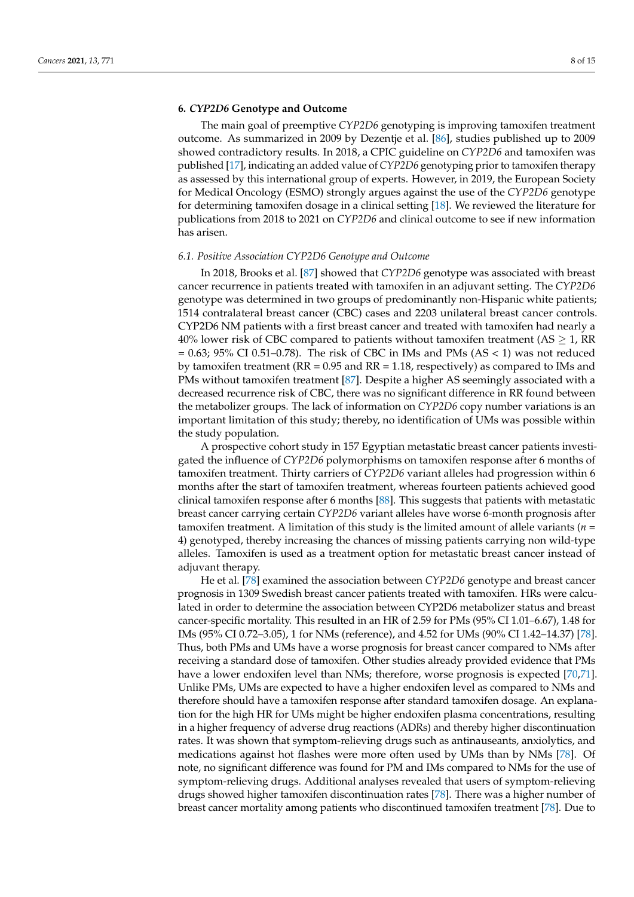## 6. *CYP2D6* Genotype and Outcome

The main goal of preemptive *CYP2D6* genotyping is improving tamoxifen treatment outcome. As summarized in 2009 by Dezentje et al. [86], studies published up to 2009 showed contradictory results. In 2018, a CPIC guideline on *CYP2D6* and tamoxifen was published [17], indicating an added value of *CYP2D6* genotyping prior to tamoxifen therapy as assessed by this international group of experts. However, in 2019, the European Society for Medical Oncology (ESMO) strongly argues against the use of the *CYP2D6* genotype for determining tamoxifen dosage in a clinical setting [18]. We reviewed the literature for publications from 2018 to 2021 on *CYP2D6* and clinical outcome to see if new information has arisen.

### *6.1. Positive Association CYP2D6 Genotype and Outcome*

In 2018, Brooks et al. [87] showed that *CYP2D6* genotype was associated with breast cancer recurrence in patients treated with tamoxifen in an adjuvant setting. The *CYP2D6* genotype was determined in two groups of predominantly non-Hispanic white patients; 1514 contralateral breast cancer (CBC) cases and 2203 unilateral breast cancer controls. CYP2D6 NM patients with a first breast cancer and treated with tamoxifen had nearly a 40% lower risk of CBC compared to patients without tamoxifen treatment (AS $\geq$ 1, RR = 0.63; 95% CI 0.51–0.78). The risk of CBC in IMs and PMs (AS < 1) was not reduced by tamoxifen treatment (RR = 0.95 and RR = 1.18, respectively) as compared to IMs and PMs without tamoxifen treatment [87]. Despite a higher AS seemingly associated with a decreased recurrence risk of CBC, there was no significant difference in RR found between the metabolizer groups. The lack of information on *CYP2D6* copy number variations is an important limitation of this study; thereby, no identification of UMs was possible within the study population.

A prospective cohort study in 157 Egyptian metastatic breast cancer patients investigated the influence of *CYP2D6* polymorphisms on tamoxifen response after 6 months of tamoxifen treatment. Thirty carriers of *CYP2D6* variant alleles had progression within 6 months after the start of tamoxifen treatment, whereas fourteen patients achieved good clinical tamoxifen response after 6 months [88]. This suggests that patients with metastatic breast cancer carrying certain *CYP2D6* variant alleles have worse 6-month prognosis after tamoxifen treatment. A limitation of this study is the limited amount of allele variants (*n* = 4) genotyped, thereby increasing the chances of missing patients carrying non wild-type alleles. Tamoxifen is used as a treatment option for metastatic breast cancer instead of adjuvant therapy.

He et al. [78] examined the association between *CYP2D6* genotype and breast cancer prognosis in 1309 Swedish breast cancer patients treated with tamoxifen. HRs were calculated in order to determine the association between CYP2D6 metabolizer status and breast cancer-specific mortality. This resulted in an HR of 2.59 for PMs (95% CI 1.01–6.67), 1.48 for IMs (95% CI 0.72–3.05), 1 for NMs (reference), and 4.52 for UMs (90% CI 1.42–14.37) [78]. Thus, both PMs and UMs have a worse prognosis for breast cancer compared to NMs after receiving a standard dose of tamoxifen. Other studies already provided evidence that PMs have a lower endoxifen level than NMs; therefore, worse prognosis is expected [70,71]. Unlike PMs, UMs are expected to have a higher endoxifen level as compared to NMs and therefore should have a tamoxifen response after standard tamoxifen dosage. An explanation for the high HR for UMs might be higher endoxifen plasma concentrations, resulting in a higher frequency of adverse drug reactions (ADRs) and thereby higher discontinuation rates. It was shown that symptom-relieving drugs such as antinauseants, anxiolytics, and medications against hot flashes were more often used by UMs than by NMs [78]. Of note, no significant difference was found for PM and IMs compared to NMs for the use of symptom-relieving drugs. Additional analyses revealed that users of symptom-relieving drugs showed higher tamoxifen discontinuation rates [78]. There was a higher number of breast cancer mortality among patients who discontinued tamoxifen treatment [78]. Due to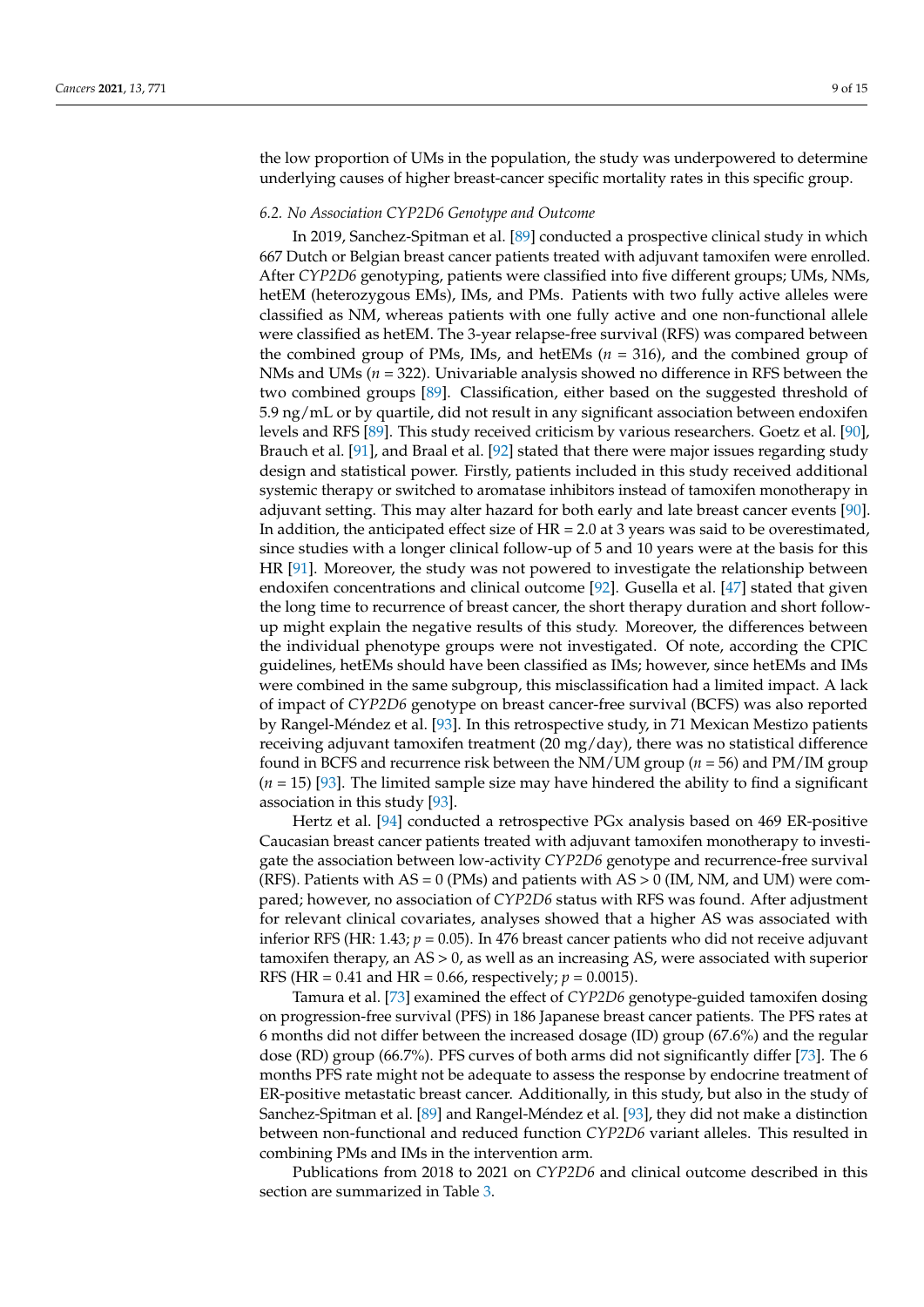the low proportion of UMs in the population, the study was underpowered to determine underlying causes of higher breast-cancer specific mortality rates in this specific group.

### 6.2. No Association CYP2D6 Genotype and Outcome

In 2019, Sanchez-Spitman et al. [89] conducted a prospective clinical study in which 667 Dutch or Belgian breast cancer patients treated with adjuvant tamoxifen were enrolled. After *CYP2D6* genotyping, patients were classified into five different groups; UMs, NMs, hetEM (heterozygous EMs), IMs, and PMs. Patients with two fully active alleles were classified as NM, whereas patients with one fully active and one non-functional allele were classified as hetEM. The 3-year relapse-free survival (RFS) was compared between the combined group of PMs, IMs, and hetEMs ($n$ = 316), and the combined group of NMs and UMs ($n$ = 322). Univariable analysis showed no difference in RFS between the two combined groups [89]. Classification, either based on the suggested threshold of 5.9 ng/mL or by quartile, did not result in any significant association between endoxifen levels and RFS [89]. This study received criticism by various researchers. Goetz et al. [90], Brauch et al. [91], and Braal et al. [92] stated that there were major issues regarding study design and statistical power. Firstly, patients included in this study received additional systemic therapy or switched to aromatase inhibitors instead of tamoxifen monotherapy in adjuvant setting. This may alter hazard for both early and late breast cancer events [90]. In addition, the anticipated effect size of HR = 2.0 at 3 years was said to be overestimated, since studies with a longer clinical follow-up of 5 and 10 years were at the basis for this HR [91]. Moreover, the study was not powered to investigate the relationship between endoxifen concentrations and clinical outcome [92]. Gusella et al. [47] stated that given the long time to recurrence of breast cancer, the short therapy duration and short follow-up might explain the negative results of this study. Moreover, the differences between the individual phenotype groups were not investigated. Of note, according the CPIC guidelines, hetEMs should have been classified as IMs; however, since hetEMs and IMs were combined in the same subgroup, this misclassification had a limited impact. A lack of impact of *CYP2D6* genotype on breast cancer-free survival (BCFS) was also reported by Rangel-Méndez et al. [93]. In this retrospective study, in 71 Mexican Mestizo patients receiving adjuvant tamoxifen treatment (20 mg/day), there was no statistical difference found in BCFS and recurrence risk between the NM/UM group ($n$ = 56) and PM/IM group ($n$ = 15) [93]. The limited sample size may have hindered the ability to find a significant association in this study [93].

Hertz et al. [94] conducted a retrospective PGx analysis based on 469 ER-positive Caucasian breast cancer patients treated with adjuvant tamoxifen monotherapy to investigate the association between low-activity *CYP2D6* genotype and recurrence-free survival (RFS). Patients with AS = 0 (PMs) and patients with AS > 0 (IM, NM, and UM) were compared; however, no association of *CYP2D6* status with RFS was found. After adjustment for relevant clinical covariates, analyses showed that a higher AS was associated with inferior RFS (HR: 1.43; $p$ = 0.05). In 476 breast cancer patients who did not receive adjuvant tamoxifen therapy, an AS > 0, as well as an increasing AS, were associated with superior RFS (HR = 0.41 and HR = 0.66, respectively; $p$ = 0.0015).

Tamura et al. [73] examined the effect of *CYP2D6* genotype-guided tamoxifen dosing on progression-free survival (PFS) in 186 Japanese breast cancer patients. The PFS rates at 6 months did not differ between the increased dosage (ID) group (67.6%) and the regular dose (RD) group (66.7%). PFS curves of both arms did not significantly differ [73]. The 6 months PFS rate might not be adequate to assess the response by endocrine treatment of ER-positive metastatic breast cancer. Additionally, in this study, but also in the study of Sanchez-Spitman et al. [89] and Rangel-Méndez et al. [93], they did not make a distinction between non-functional and reduced function *CYP2D6* variant alleles. This resulted in combining PMs and IMs in the intervention arm.

Publications from 2018 to 2021 on *CYP2D6* and clinical outcome described in this section are summarized in Table 3.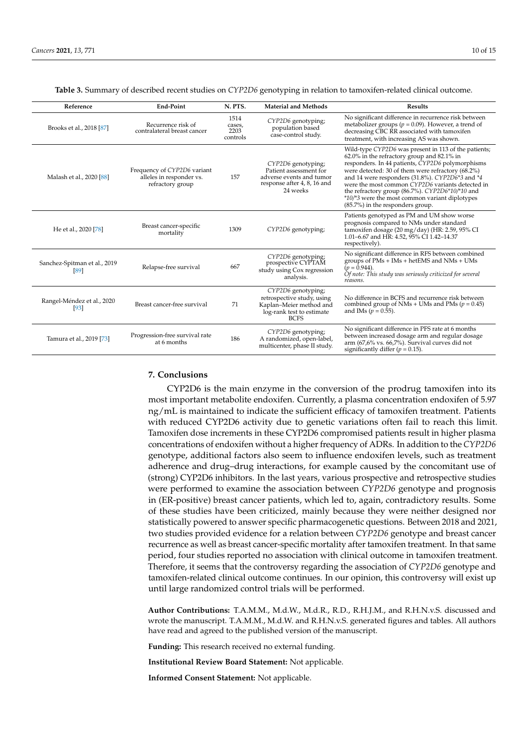**Table 3.** Summary of described recent studies on *CYP2D6* genotyping in relation to tamoxifen-related clinical outcome.

| Reference | End-Point | N. PTS. | Material and Methods | Results |
|---|---|---|---|---|
| Brooks et al., 2018 [87] | Recurrence risk of contralateral breast cancer | 1514 cases, 2203 controls | *CYP2D6* genotyping; population based case-control study. | No significant difference in recurrence risk between metabolizer groups ($p = 0.09$). However, a trend of decreasing CBC RR associated with tamoxifen treatment, with increasing AS was shown. |
| Malash et al., 2020 [88] | Frequency of *CYP2D6* variant alleles in responder vs. refractory group | 157 | *CYP2D6* genotyping; Patient assessment for adverse events and tumor response after 4, 8, 16 and 24 weeks | Wild-type *CYP2D6* was present in 113 of the patients; 62.0% in the refractory group and 82.1% in responders. In 44 patients, *CYP2D6* polymorphisms were detected: 30 of them were refractory (68.2%) and 14 were responders (31.8%). *CYP2D6*\*3* and \*4* were the most common *CYP2D6* variants detected in the refractory group (86.7%). *CYP2D6*\*10/\*10* and \*10/\*3* were the most common variant diplotypes (85.7%) in the responders group. |
| He et al., 2020 [78] | Breast cancer-specific mortality | 1309 | *CYP2D6* genotyping; | Patients genotyped as PM and UM show worse prognosis compared to NMs under standard tamoxifen dosage (20 mg/day) (HR: 2.59, 95% CI 1.01–6.67 and HR: 4.52, 95% CI 1.42–14.37 respectively). |
| Sanchez-Spitman et al., 2019 [89] | Relapse-free survival | 667 | *CYP2D6* genotyping; prospective CYPTAM study using Cox regression analysis. | No significant difference in RFS between combined groups of PMs + IMs + hetEMS and NMs + UMs ($p = 0.944$). *Of note: This study was seriously criticized for several reasons.* |
| Rangel-Méndez et al., 2020 [93] | Breast cancer-free survival | 71 | *CYP2D6* genotyping; retrospective study, using Kaplan–Meier method and log-rank test to estimate BCFS | No difference in BCFS and recurrence risk between combined group of NMs + UMs and PMs ($p = 0.45$) and IMs ($p = 0.55$). |
| Tamura et al., 2019 [73] | Progression-free survival rate at 6 months | 186 | *CYP2D6* genotyping; A randomized, open-label, multicenter, phase II study. | No significant difference in PFS rate at 6 months between increased dosage arm and regular dosage arm (67,6% vs. 66,7%). Survival curves did not significantly differ ($p = 0.15$). |

## 7. Conclusions

CYP2D6 is the main enzyme in the conversion of the prodrug tamoxifen into its most important metabolite endoxifen. Currently, a plasma concentration endoxifen of 5.97 ng/mL is maintained to indicate the sufficient efficacy of tamoxifen treatment. Patients with reduced CYP2D6 activity due to genetic variations often fail to reach this limit. Tamoxifen dose increments in these CYP2D6 compromised patients result in higher plasma concentrations of endoxifen without a higher frequency of ADRs. In addition to the *CYP2D6* genotype, additional factors also seem to influence endoxifen levels, such as treatment adherence and drug–drug interactions, for example caused by the concomitant use of (strong) CYP2D6 inhibitors. In the last years, various prospective and retrospective studies were performed to examine the association between *CYP2D6* genotype and prognosis in (ER-positive) breast cancer patients, which led to, again, contradictory results. Some of these studies have been criticized, mainly because they were neither designed nor statistically powered to answer specific pharmacogenetic questions. Between 2018 and 2021, two studies provided evidence for a relation between *CYP2D6* genotype and breast cancer recurrence as well as breast cancer-specific mortality after tamoxifen treatment. In that same period, four studies reported no association with clinical outcome in tamoxifen treatment. Therefore, it seems that the controversy regarding the association of *CYP2D6* genotype and tamoxifen-related clinical outcome continues. In our opinion, this controversy will exist up until large randomized control trials will be performed.

**Author Contributions:** T.A.M.M., M.d.W., M.d.R., R.D., R.H.J.M., and R.H.N.v.S. discussed and wrote the manuscript. T.A.M.M., M.d.W. and R.H.N.v.S. generated figures and tables. All authors have read and agreed to the published version of the manuscript.

**Funding:** This research received no external funding.

**Institutional Review Board Statement:** Not applicable.

**Informed Consent Statement:** Not applicable.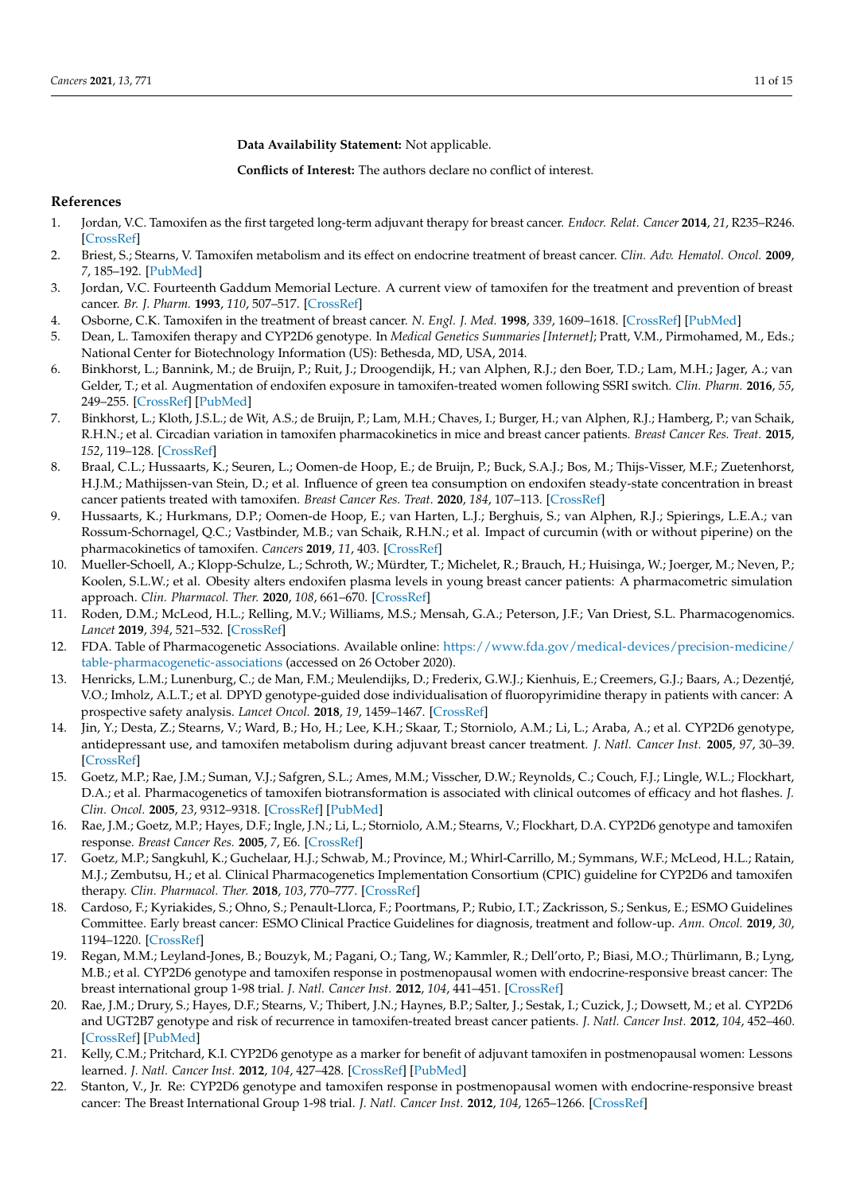**Data Availability Statement:** Not applicable.

**Conflicts of Interest:** The authors declare no conflict of interest.

## References

1. Jordan, V.C. Tamoxifen as the first targeted long-term adjuvant therapy for breast cancer. *Endocr. Relat. Cancer* **2014**, *21*, R235–R246. [CrossRef]
2. Briest, S.; Stearns, V. Tamoxifen metabolism and its effect on endocrine treatment of breast cancer. *Clin. Adv. Hematol. Oncol.* **2009**, *7*, 185–192. [PubMed]
3. Jordan, V.C. Fourteenth Gaddum Memorial Lecture. A current view of tamoxifen for the treatment and prevention of breast cancer. *Br. J. Pharm.* **1993**, *110*, 507–517. [CrossRef]
4. Osborne, C.K. Tamoxifen in the treatment of breast cancer. *N. Engl. J. Med.* **1998**, *339*, 1609–1618. [CrossRef] [PubMed]
5. Dean, L. Tamoxifen therapy and CYP2D6 genotype. In *Medical Genetics Summaries [Internet]*; Pratt, V.M., Pirmohamed, M., Eds.; National Center for Biotechnology Information (US): Bethesda, MD, USA, 2014.
6. Binkhorst, L.; Bannink, M.; de Bruijn, P.; Ruit, J.; Droogendijk, H.; van Alphen, R.J.; den Boer, T.D.; Lam, M.H.; Jager, A.; van Gelder, T.; et al. Augmentation of endoxifen exposure in tamoxifen-treated women following SSRI switch. *Clin. Pharm.* **2016**, *55*, 249–255. [CrossRef] [PubMed]
7. Binkhorst, L.; Kloth, J.S.L.; de Wit, A.S.; de Bruijn, P.; Lam, M.H.; Chaves, I.; Burger, H.; van Alphen, R.J.; Hamberg, P.; van Schaik, R.H.N.; et al. Circadian variation in tamoxifen pharmacokinetics in mice and breast cancer patients. *Breast Cancer Res. Treat.* **2015**, *152*, 119–128. [CrossRef]
8. Braal, C.L.; Hussaarts, K.; Seuren, L.; Oomen-de Hoop, E.; de Bruijn, P.; Buck, S.A.J.; Bos, M.; Thijs-Visser, M.F.; Zuetenhorst, H.J.M.; Mathijssen-van Stein, D.; et al. Influence of green tea consumption on endoxifen steady-state concentration in breast cancer patients treated with tamoxifen. *Breast Cancer Res. Treat.* **2020**, *184*, 107–113. [CrossRef]
9. Hussaarts, K.; Hurkmans, D.P.; Oomen-de Hoop, E.; van Harten, L.J.; Berghuis, S.; van Alphen, R.J.; Spierings, L.E.A.; van Rossum-Schornagel, Q.C.; Vastbinder, M.B.; van Schaik, R.H.N.; et al. Impact of curcumin (with or without piperine) on the pharmacokinetics of tamoxifen. *Cancers* **2019**, *11*, 403. [CrossRef]
10. Mueller-Schoell, A.; Klopp-Schulze, L.; Schroth, W.; Mürdter, T.; Michelet, R.; Brauch, H.; Huisinga, W.; Joerger, M.; Neven, P.; Koolen, S.L.W.; et al. Obesity alters endoxifen plasma levels in young breast cancer patients: A pharmacometric simulation approach. *Clin. Pharmacol. Ther.* **2020**, *108*, 661–670. [CrossRef]
11. Roden, D.M.; McLeod, H.L.; Relling, M.V.; Williams, M.S.; Mensah, G.A.; Peterson, J.F.; Van Driest, S.L. Pharmacogenomics. *Lancet* **2019**, *394*, 521–532. [CrossRef]
12. FDA. Table of Pharmacogenetic Associations. Available online: https://www.fda.gov/medical-devices/precision-medicine/table-pharmacogenetic-associations (accessed on 26 October 2020).
13. Henricks, L.M.; Lunenburg, C.; de Man, F.M.; Meulendijks, D.; Frederix, G.W.J.; Kienhuis, E.; Creemers, G.J.; Baars, A.; Dezentjé, V.O.; Imholz, A.L.T.; et al. DPYD genotype-guided dose individualisation of fluoropyrimidine therapy in patients with cancer: A prospective safety analysis. *Lancet Oncol.* **2018**, *19*, 1459–1467. [CrossRef]
14. Jin, Y.; Desta, Z.; Stearns, V.; Ward, B.; Ho, H.; Lee, K.H.; Skaar, T.; Storniolo, A.M.; Li, L.; Araba, A.; et al. CYP2D6 genotype, antidepressant use, and tamoxifen metabolism during adjuvant breast cancer treatment. *J. Natl. Cancer Inst.* **2005**, *97*, 30–39. [CrossRef]
15. Goetz, M.P.; Rae, J.M.; Suman, V.J.; Safgren, S.L.; Ames, M.M.; Visscher, D.W.; Reynolds, C.; Couch, F.J.; Lingle, W.L.; Flockhart, D.A.; et al. Pharmacogenetics of tamoxifen biotransformation is associated with clinical outcomes of efficacy and hot flashes. *J. Clin. Oncol.* **2005**, *23*, 9312–9318. [CrossRef] [PubMed]
16. Rae, J.M.; Goetz, M.P.; Hayes, D.F.; Ingle, J.N.; Li, L.; Storniolo, A.M.; Stearns, V.; Flockhart, D.A. CYP2D6 genotype and tamoxifen response. *Breast Cancer Res.* **2005**, *7*, E6. [CrossRef]
17. Goetz, M.P.; Sangkuhl, K.; Guchelaar, H.J.; Schwab, M.; Province, M.; Whirl-Carrillo, M.; Symmans, W.F.; McLeod, H.L.; Ratain, M.J.; Zembutsu, H.; et al. Clinical Pharmacogenetics Implementation Consortium (CPIC) guideline for CYP2D6 and tamoxifen therapy. *Clin. Pharmacol. Ther.* **2018**, *103*, 770–777. [CrossRef]
18. Cardoso, F.; Kyriakides, S.; Ohno, S.; Penault-Llorca, F.; Poortmans, P.; Rubio, I.T.; Zackrisson, S.; Senkus, E.; ESMO Guidelines Committee. Early breast cancer: ESMO Clinical Practice Guidelines for diagnosis, treatment and follow-up. *Ann. Oncol.* **2019**, *30*, 1194–1220. [CrossRef]
19. Regan, M.M.; Leyland-Jones, B.; Bouzyk, M.; Pagani, O.; Tang, W.; Kammler, R.; Dell'orto, P.; Biasi, M.O.; Thürlimann, B.; Lyng, M.B.; et al. CYP2D6 genotype and tamoxifen response in postmenopausal women with endocrine-responsive breast cancer: The breast international group 1-98 trial. *J. Natl. Cancer Inst.* **2012**, *104*, 441–451. [CrossRef]
20. Rae, J.M.; Drury, S.; Hayes, D.F.; Stearns, V.; Thibert, J.N.; Haynes, B.P.; Salter, J.; Sestak, I.; Cuzick, J.; Dowsett, M.; et al. CYP2D6 and UGT2B7 genotype and risk of recurrence in tamoxifen-treated breast cancer patients. *J. Natl. Cancer Inst.* **2012**, *104*, 452–460. [CrossRef] [PubMed]
21. Kelly, C.M.; Pritchard, K.I. CYP2D6 genotype as a marker for benefit of adjuvant tamoxifen in postmenopausal women: Lessons learned. *J. Natl. Cancer Inst.* **2012**, *104*, 427–428. [CrossRef] [PubMed]
22. Stanton, V., Jr. Re: CYP2D6 genotype and tamoxifen response in postmenopausal women with endocrine-responsive breast cancer: The Breast International Group 1-98 trial. *J. Natl. Cancer Inst.* **2012**, *104*, 1265–1266. [CrossRef]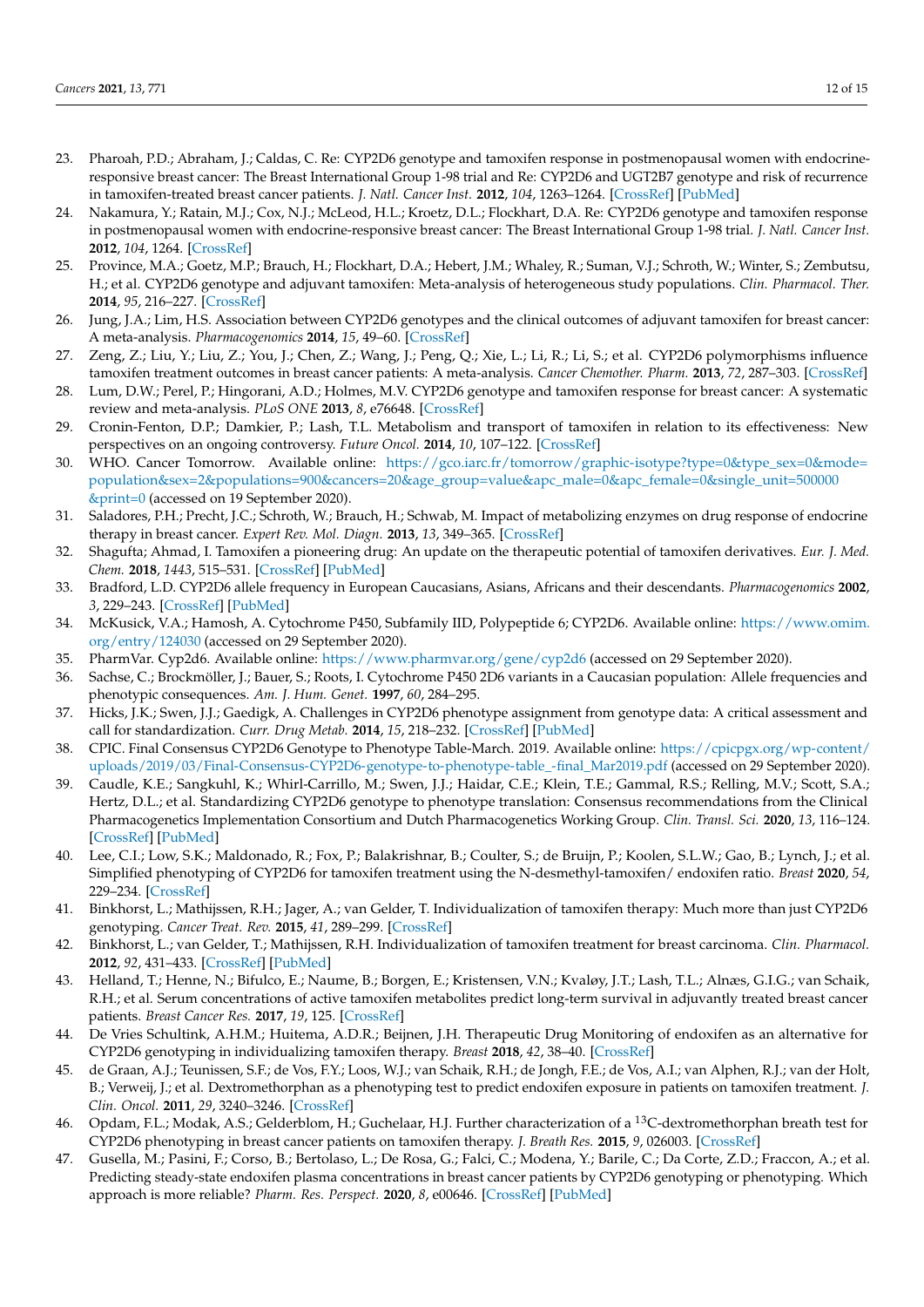23. Pharoah, P.D.; Abraham, J.; Caldas, C. Re: CYP2D6 genotype and tamoxifen response in postmenopausal women with endocrine-responsive breast cancer: The Breast International Group 1-98 trial and Re: CYP2D6 and UGT2B7 genotype and risk of recurrence in tamoxifen-treated breast cancer patients. *J. Natl. Cancer Inst.* **2012**, *104*, 1263–1264. [CrossRef] [PubMed]
24. Nakamura, Y.; Ratain, M.J.; Cox, N.J.; McLeod, H.L.; Kroetz, D.L.; Flockhart, D.A. Re: CYP2D6 genotype and tamoxifen response in postmenopausal women with endocrine-responsive breast cancer: The Breast International Group 1-98 trial. *J. Natl. Cancer Inst.* **2012**, *104*, 1264. [CrossRef]
25. Province, M.A.; Goetz, M.P.; Brauch, H.; Flockhart, D.A.; Hebert, J.M.; Whaley, R.; Suman, V.J.; Schroth, W.; Winter, S.; Zembutsu, H.; et al. CYP2D6 genotype and adjuvant tamoxifen: Meta-analysis of heterogeneous study populations. *Clin. Pharmacol. Ther.* **2014**, *95*, 216–227. [CrossRef]
26. Jung, J.A.; Lim, H.S. Association between CYP2D6 genotypes and the clinical outcomes of adjuvant tamoxifen for breast cancer: A meta-analysis. *Pharmacogenomics* **2014**, *15*, 49–60. [CrossRef]
27. Zeng, Z.; Liu, Y.; Liu, Z.; You, J.; Chen, Z.; Wang, J.; Peng, Q.; Xie, L.; Li, R.; Li, S.; et al. CYP2D6 polymorphisms influence tamoxifen treatment outcomes in breast cancer patients: A meta-analysis. *Cancer Chemother. Pharm.* **2013**, *72*, 287–303. [CrossRef]
28. Lum, D.W.; Perel, P.; Hingorani, A.D.; Holmes, M.V. CYP2D6 genotype and tamoxifen response for breast cancer: A systematic review and meta-analysis. *PLoS ONE* **2013**, *8*, e76648. [CrossRef]
29. Cronin-Fenton, D.P.; Damkier, P.; Lash, T.L. Metabolism and transport of tamoxifen in relation to its effectiveness: New perspectives on an ongoing controversy. *Future Oncol.* **2014**, *10*, 107–122. [CrossRef]
30. WHO. Cancer Tomorrow. Available online: https://gco.iarc.fr/tomorrow/graphic-isotype?type=0&type_sex=0&mode=population&sex=2&populations=900&cancers=20&age_group=value&apc_male=0&apc_female=0&single_unit=500000&print=0 (accessed on 19 September 2020).
31. Saladores, P.H.; Precht, J.C.; Schroth, W.; Brauch, H.; Schwab, M. Impact of metabolizing enzymes on drug response of endocrine therapy in breast cancer. *Expert Rev. Mol. Diagn.* **2013**, *13*, 349–365. [CrossRef]
32. Shagufta; Ahmad, I. Tamoxifen a pioneering drug: An update on the therapeutic potential of tamoxifen derivatives. *Eur. J. Med. Chem.* **2018**, *1443*, 515–531. [CrossRef] [PubMed]
33. Bradford, L.D. CYP2D6 allele frequency in European Caucasians, Asians, Africans and their descendants. *Pharmacogenomics* **2002**, *3*, 229–243. [CrossRef] [PubMed]
34. McKusick, V.A.; Hamosh, A. Cytochrome P450, Subfamily IID, Polypeptide 6; CYP2D6. Available online: https://www.omim.org/entry/124030 (accessed on 29 September 2020).
35. PharmVar. Cyp2d6. Available online: https://www.pharmvar.org/gene/cyp2d6 (accessed on 29 September 2020).
36. Sachse, C.; Brockmöller, J.; Bauer, S.; Roots, I. Cytochrome P450 2D6 variants in a Caucasian population: Allele frequencies and phenotypic consequences. *Am. J. Hum. Genet.* **1997**, *60*, 284–295.
37. Hicks, J.K.; Swen, J.J.; Gaedigk, A. Challenges in CYP2D6 phenotype assignment from genotype data: A critical assessment and call for standardization. *Curr. Drug Metab.* **2014**, *15*, 218–232. [CrossRef] [PubMed]
38. CPIC. Final Consensus CYP2D6 Genotype to Phenotype Table-March. 2019. Available online: https://cpicpgx.org/wp-content/uploads/2019/03/Final-Consensus-CYP2D6-genotype-to-phenotype-table_-final_Mar2019.pdf (accessed on 29 September 2020).
39. Caudle, K.E.; Sangkuhl, K.; Whirl-Carrillo, M.; Swen, J.J.; Haidar, C.E.; Klein, T.E.; Gammal, R.S.; Relling, M.V.; Scott, S.A.; Hertz, D.L.; et al. Standardizing CYP2D6 genotype to phenotype translation: Consensus recommendations from the Clinical Pharmacogenetics Implementation Consortium and Dutch Pharmacogenetics Working Group. *Clin. Transl. Sci.* **2020**, *13*, 116–124. [CrossRef] [PubMed]
40. Lee, C.I.; Low, S.K.; Maldonado, R.; Fox, P.; Balakrishnar, B.; Coulter, S.; de Bruijn, P.; Koolen, S.L.W.; Gao, B.; Lynch, J.; et al. Simplified phenotyping of CYP2D6 for tamoxifen treatment using the N-desmethyl-tamoxifen/ endoxifen ratio. *Breast* **2020**, *54*, 229–234. [CrossRef]
41. Binkhorst, L.; Mathijssen, R.H.; Jager, A.; van Gelder, T. Individualization of tamoxifen therapy: Much more than just CYP2D6 genotyping. *Cancer Treat. Rev.* **2015**, *41*, 289–299. [CrossRef]
42. Binkhorst, L.; van Gelder, T.; Mathijssen, R.H. Individualization of tamoxifen treatment for breast carcinoma. *Clin. Pharmacol.* **2012**, *92*, 431–433. [CrossRef] [PubMed]
43. Helland, T.; Henne, N.; Bifulco, E.; Naume, B.; Borgen, E.; Kristensen, V.N.; Kvaløy, J.T.; Lash, T.L.; Alnæs, G.I.G.; van Schaik, R.H.; et al. Serum concentrations of active tamoxifen metabolites predict long-term survival in adjuvantly treated breast cancer patients. *Breast Cancer Res.* **2017**, *19*, 125. [CrossRef]
44. De Vries Schultink, A.H.M.; Huitema, A.D.R.; Beijnen, J.H. Therapeutic Drug Monitoring of endoxifen as an alternative for CYP2D6 genotyping in individualizing tamoxifen therapy. *Breast* **2018**, *42*, 38–40. [CrossRef]
45. de Graan, A.J.; Teunissen, S.F.; de Vos, F.Y.; Loos, W.J.; van Schaik, R.H.; de Jongh, F.E.; de Vos, A.I.; van Alphen, R.J.; van der Holt, B.; Verweij, J.; et al. Dextromethorphan as a phenotyping test to predict endoxifen exposure in patients on tamoxifen treatment. *J. Clin. Oncol.* **2011**, *29*, 3240–3246. [CrossRef]
46. Opdam, F.L.; Modak, A.S.; Gelderblom, H.; Guchelaar, H.J. Further characterization of a $^{13}$C-dextromethorphan breath test for CYP2D6 phenotyping in breast cancer patients on tamoxifen therapy. *J. Breath Res.* **2015**, *9*, 026003. [CrossRef]
47. Gusella, M.; Pasini, F.; Corso, B.; Bertolaso, L.; De Rosa, G.; Falci, C.; Modena, Y.; Barile, C.; Da Corte, Z.D.; Fraccon, A.; et al. Predicting steady-state endoxifen plasma concentrations in breast cancer patients by CYP2D6 genotyping or phenotyping. Which approach is more reliable? *Pharm. Res. Perspect.* **2020**, *8*, e00646. [CrossRef] [PubMed]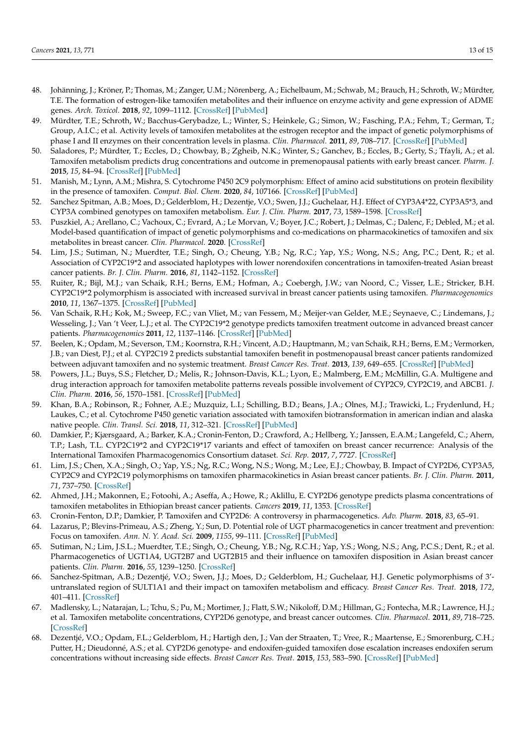48. Johänning, J.; Kröner, P.; Thomas, M.; Zanger, U.M.; Nörenberg, A.; Eichelbaum, M.; Schwab, M.; Brauch, H.; Schroth, W.; Mürdter, T.E. The formation of estrogen-like tamoxifen metabolites and their influence on enzyme activity and gene expression of ADME genes. *Arch. Toxicol.* **2018**, *92*, 1099–1112. [CrossRef] [PubMed]
49. Mürdter, T.E.; Schroth, W.; Bacchus-Gerybadze, L.; Winter, S.; Heinkele, G.; Simon, W.; Fasching, P.A.; Fehm, T.; German, T.; Group, A.I.C.; et al. Activity levels of tamoxifen metabolites at the estrogen receptor and the impact of genetic polymorphisms of phase I and II enzymes on their concentration levels in plasma. *Clin. Pharmacol.* **2011**, *89*, 708–717. [CrossRef] [PubMed]
50. Saladores, P.; Mürdter, T.; Eccles, D.; Chowbay, B.; Zgheib, N.K.; Winter, S.; Ganchev, B.; Eccles, B.; Gerty, S.; Tfayli, A.; et al. Tamoxifen metabolism predicts drug concentrations and outcome in premenopausal patients with early breast cancer. *Pharm. J.* **2015**, *15*, 84–94. [CrossRef] [PubMed]
51. Manish, M.; Lynn, A.M.; Mishra, S. Cytochrome P450 2C9 polymorphism: Effect of amino acid substitutions on protein flexibility in the presence of tamoxifen. *Comput. Biol. Chem.* **2020**, *84*, 107166. [CrossRef] [PubMed]
52. Sanchez Spitman, A.B.; Moes, D.; Gelderblom, H.; Dezentje, V.O.; Swen, J.J.; Guchelaar, H.J. Effect of CYP3A4*22, CYP3A5*3, and CYP3A combined genotypes on tamoxifen metabolism. *Eur. J. Clin. Pharm.* **2017**, *73*, 1589–1598. [CrossRef]
53. Puszkiel, A.; Arellano, C.; Vachoux, C.; Evrard, A.; Le Morvan, V.; Boyer, J.C.; Robert, J.; Delmas, C.; Dalenc, F.; Debled, M.; et al. Model-based quantification of impact of genetic polymorphisms and co-medications on pharmacokinetics of tamoxifen and six metabolites in breast cancer. *Clin. Pharmacol.* **2020**. [CrossRef]
54. Lim, J.S.; Sutiman, N.; Muerdter, T.E.; Singh, O.; Cheung, Y.B.; Ng, R.C.; Yap, Y.S.; Wong, N.S.; Ang, P.C.; Dent, R.; et al. Association of CYP2C19*2 and associated haplotypes with lower norendoxifen concentrations in tamoxifen-treated Asian breast cancer patients. *Br. J. Clin. Pharm.* **2016**, *81*, 1142–1152. [CrossRef]
55. Ruiter, R.; Bijl, M.J.; van Schaik, R.H.; Berns, E.M.; Hofman, A.; Coebergh, J.W.; van Noord, C.; Visser, L.E.; Stricker, B.H. CYP2C19*2 polymorphism is associated with increased survival in breast cancer patients using tamoxifen. *Pharmacogenomics* **2010**, *11*, 1367–1375. [CrossRef] [PubMed]
56. Van Schaik, R.H.; Kok, M.; Sweep, F.C.; van Vliet, M.; van Fessem, M.; Meijer-van Gelder, M.E.; Seynaeve, C.; Lindemans, J.; Wesseling, J.; Van 't Veer, L.J.; et al. The CYP2C19*2 genotype predicts tamoxifen treatment outcome in advanced breast cancer patients. *Pharmacogenomics* **2011**, *12*, 1137–1146. [CrossRef] [PubMed]
57. Beelen, K.; Opdam, M.; Severson, T.M.; Koornstra, R.H.; Vincent, A.D.; Hauptmann, M.; van Schaik, R.H.; Berns, E.M.; Vermorken, J.B.; van Diest, P.J.; et al. CYP2C19 2 predicts substantial tamoxifen benefit in postmenopausal breast cancer patients randomized between adjuvant tamoxifen and no systemic treatment. *Breast Cancer Res. Treat.* **2013**, *139*, 649–655. [CrossRef] [PubMed]
58. Powers, J.L.; Buys, S.S.; Fletcher, D.; Melis, R.; Johnson-Davis, K.L.; Lyon, E.; Malmberg, E.M.; McMillin, G.A. Multigene and drug interaction approach for tamoxifen metabolite patterns reveals possible involvement of CYP2C9, CYP2C19, and ABCB1. *J. Clin. Pharm.* **2016**, *56*, 1570–1581. [CrossRef] [PubMed]
59. Khan, B.A.; Robinson, R.; Fohner, A.E.; Muzquiz, L.I.; Schilling, B.D.; Beans, J.A.; Olnes, M.J.; Trawicki, L.; Frydenlund, H.; Laukes, C.; et al. Cytochrome P450 genetic variation associated with tamoxifen biotransformation in american indian and alaska native people. *Clin. Transl. Sci.* **2018**, *11*, 312–321. [CrossRef] [PubMed]
60. Damkier, P.; Kjærsgaard, A.; Barker, K.A.; Cronin-Fenton, D.; Crawford, A.; Hellberg, Y.; Janssen, E.A.M.; Langefeld, C.; Ahern, T.P.; Lash, T.L. CYP2C19*2 and CYP2C19*17 variants and effect of tamoxifen on breast cancer recurrence: Analysis of the International Tamoxifen Pharmacogenomics Consortium dataset. *Sci. Rep.* **2017**, *7*, 7727. [CrossRef]
61. Lim, J.S.; Chen, X.A.; Singh, O.; Yap, Y.S.; Ng, R.C.; Wong, N.S.; Wong, M.; Lee, E.J.; Chowbay, B. Impact of CYP2D6, CYP3A5, CYP2C9 and CYP2C19 polymorphisms on tamoxifen pharmacokinetics in Asian breast cancer patients. *Br. J. Clin. Pharm.* **2011**, *71*, 737–750. [CrossRef]
62. Ahmed, J.H.; Makonnen, E.; Fotoohi, A.; Aseffa, A.; Howe, R.; Aklillu, E. CYP2D6 genotype predicts plasma concentrations of tamoxifen metabolites in Ethiopian breast cancer patients. *Cancers* **2019**, *11*, 1353. [CrossRef]
63. Cronin-Fenton, D.P.; Damkier, P. Tamoxifen and CYP2D6: A controversy in pharmacogenetics. *Adv. Pharm.* **2018**, *83*, 65–91.
64. Lazarus, P.; Blevins-Primeau, A.S.; Zheng, Y.; Sun, D. Potential role of UGT pharmacogenetics in cancer treatment and prevention: Focus on tamoxifen. *Ann. N. Y. Acad. Sci.* **2009**, *1155*, 99–111. [CrossRef] [PubMed]
65. Sutiman, N.; Lim, J.S.L.; Muerdter, T.E.; Singh, O.; Cheung, Y.B.; Ng, R.C.H.; Yap, Y.S.; Wong, N.S.; Ang, P.C.S.; Dent, R.; et al. Pharmacogenetics of UGT1A4, UGT2B7 and UGT2B15 and their influence on tamoxifen disposition in Asian breast cancer patients. *Clin. Pharm.* **2016**, *55*, 1239–1250. [CrossRef]
66. Sanchez-Spitman, A.B.; Dezentjé, V.O.; Swen, J.J.; Moes, D.; Gelderblom, H.; Guchelaar, H.J. Genetic polymorphisms of 3′-untranslated region of SULT1A1 and their impact on tamoxifen metabolism and efficacy. *Breast Cancer Res. Treat.* **2018**, *172*, 401–411. [CrossRef]
67. Madlensky, L.; Natarajan, L.; Tchu, S.; Pu, M.; Mortimer, J.; Flatt, S.W.; Nikoloff, D.M.; Hillman, G.; Fontecha, M.R.; Lawrence, H.J.; et al. Tamoxifen metabolite concentrations, CYP2D6 genotype, and breast cancer outcomes. *Clin. Pharmacol.* **2011**, *89*, 718–725. [CrossRef]
68. Dezentjé, V.O.; Opdam, F.L.; Gelderblom, H.; Hartigh den, J.; Van der Straaten, T.; Vree, R.; Maartense, E.; Smorenburg, C.H.; Putter, H.; Dieudonné, A.S.; et al. CYP2D6 genotype- and endoxifen-guided tamoxifen dose escalation increases endoxifen serum concentrations without increasing side effects. *Breast Cancer Res. Treat.* **2015**, *153*, 583–590. [CrossRef] [PubMed]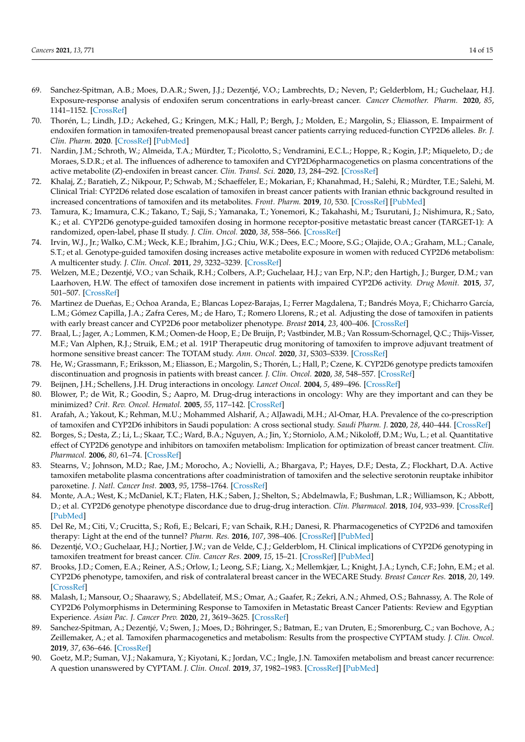69. Sanchez-Spitman, A.B.; Moes, D.A.R.; Swen, J.J.; Dezentjé, V.O.; Lambrechts, D.; Neven, P.; Gelderblom, H.; Guchelaar, H.J. Exposure-response analysis of endoxifen serum concentrations in early-breast cancer. *Cancer Chemother. Pharm.* **2020**, *85*, 1141–1152. [CrossRef]
70. Thorén, L.; Lindh, J.D.; Ackehed, G.; Kringen, M.K.; Hall, P.; Bergh, J.; Molden, E.; Margolin, S.; Eliasson, E. Impairment of endoxifen formation in tamoxifen-treated premenopausal breast cancer patients carrying reduced-function CYP2D6 alleles. *Br. J. Clin. Pharm.* **2020**. [CrossRef] [PubMed]
71. Nardin, J.M.; Schroth, W.; Almeida, T.A.; Mürdter, T.; Picolotto, S.; Vendramini, E.C.L.; Hoppe, R.; Kogin, J.P.; Miqueleto, D.; de Moraes, S.D.R.; et al. The influences of adherence to tamoxifen and CYP2D6pharmacogenetics on plasma concentrations of the active metabolite (Z)-endoxifen in breast cancer. *Clin. Transl. Sci.* **2020**, *13*, 284–292. [CrossRef]
72. Khalaj, Z.; Baratieh, Z.; Nikpour, P.; Schwab, M.; Schaeffeler, E.; Mokarian, F.; Khanahmad, H.; Salehi, R.; Mürdter, T.E.; Salehi, M. Clinical Trial: CYP2D6 related dose escalation of tamoxifen in breast cancer patients with Iranian ethnic background resulted in increased concentrations of tamoxifen and its metabolites. *Front. Pharm.* **2019**, *10*, 530. [CrossRef] [PubMed]
73. Tamura, K.; Imamura, C.K.; Takano, T.; Saji, S.; Yamanaka, T.; Yonemori, K.; Takahashi, M.; Tsurutani, J.; Nishimura, R.; Sato, K.; et al. CYP2D6 genotype-guided tamoxifen dosing in hormone receptor-positive metastatic breast cancer (TARGET-1): A randomized, open-label, phase II study. *J. Clin. Oncol.* **2020**, *38*, 558–566. [CrossRef]
74. Irvin, W.J., Jr.; Walko, C.M.; Weck, K.E.; Ibrahim, J.G.; Chiu, W.K.; Dees, E.C.; Moore, S.G.; Olajide, O.A.; Graham, M.L.; Canale, S.T.; et al. Genotype-guided tamoxifen dosing increases active metabolite exposure in women with reduced CYP2D6 metabolism: A multicenter study. *J. Clin. Oncol.* **2011**, *29*, 3232–3239. [CrossRef]
75. Welzen, M.E.; Dezentjé, V.O.; van Schaik, R.H.; Colbers, A.P.; Guchelaar, H.J.; van Erp, N.P.; den Hartigh, J.; Burger, D.M.; van Laarhoven, H.W. The effect of tamoxifen dose increment in patients with impaired CYP2D6 activity. *Drug Monit.* **2015**, *37*, 501–507. [CrossRef]
76. Martinez de Dueñas, E.; Ochoa Aranda, E.; Blancas Lopez-Barajas, I.; Ferrer Magdalena, T.; Bandrés Moya, F.; Chicharro García, L.M.; Gómez Capilla, J.A.; Zafra Ceres, M.; de Haro, T.; Romero Llorens, R.; et al. Adjusting the dose of tamoxifen in patients with early breast cancer and CYP2D6 poor metabolizer phenotype. *Breast* **2014**, *23*, 400–406. [CrossRef]
77. Braal, L.; Jager, A.; Lommen, K.M.; Oomen-de Hoop, E.; De Bruijn, P.; Vastbinder, M.B.; Van Rossum-Schornagel, Q.C.; Thijs-Visser, M.F.; Van Alphen, R.J.; Struik, E.M.; et al. 191P Therapeutic drug monitoring of tamoxifen to improve adjuvant treatment of hormone sensitive breast cancer: The TOTAM study. *Ann. Oncol.* **2020**, *31*, S303–S339. [CrossRef]
78. He, W.; Grassmann, F.; Eriksson, M.; Eliasson, E.; Margolin, S.; Thorén, L.; Hall, P.; Czene, K. CYP2D6 genotype predicts tamoxifen discontinuation and prognosis in patients with breast cancer. *J. Clin. Oncol.* **2020**, *38*, 548–557. [CrossRef]
79. Beijnen, J.H.; Schellens, J.H. Drug interactions in oncology. *Lancet Oncol.* **2004**, *5*, 489–496. [CrossRef]
80. Blower, P.; de Wit, R.; Goodin, S.; Aapro, M. Drug-drug interactions in oncology: Why are they important and can they be minimized? *Crit. Rev. Oncol. Hematol.* **2005**, *55*, 117–142. [CrossRef]
81. Arafah, A.; Yakout, K.; Rehman, M.U.; Mohammed Alsharif, A.; AlJawadi, M.H.; Al-Omar, H.A. Prevalence of the co-prescription of tamoxifen and CYP2D6 inhibitors in Saudi population: A cross sectional study. *Saudi Pharm. J.* **2020**, *28*, 440–444. [CrossRef]
82. Borges, S.; Desta, Z.; Li, L.; Skaar, T.C.; Ward, B.A.; Nguyen, A.; Jin, Y.; Storniolo, A.M.; Nikoloff, D.M.; Wu, L.; et al. Quantitative effect of CYP2D6 genotype and inhibitors on tamoxifen metabolism: Implication for optimization of breast cancer treatment. *Clin. Pharmacol.* **2006**, *80*, 61–74. [CrossRef]
83. Stearns, V.; Johnson, M.D.; Rae, J.M.; Morocho, A.; Novielli, A.; Bhargava, P.; Hayes, D.F.; Desta, Z.; Flockhart, D.A. Active tamoxifen metabolite plasma concentrations after coadministration of tamoxifen and the selective serotonin reuptake inhibitor paroxetine. *J. Natl. Cancer Inst.* **2003**, *95*, 1758–1764. [CrossRef]
84. Monte, A.A.; West, K.; McDaniel, K.T.; Flaten, H.K.; Saben, J.; Shelton, S.; Abdelmawla, F.; Bushman, L.R.; Williamson, K.; Abbott, D.; et al. CYP2D6 genotype phenotype discordance due to drug-drug interaction. *Clin. Pharmacol.* **2018**, *104*, 933–939. [CrossRef] [PubMed]
85. Del Re, M.; Citi, V.; Crucitta, S.; Rofi, E.; Belcari, F.; van Schaik, R.H.; Danesi, R. Pharmacogenetics of CYP2D6 and tamoxifen therapy: Light at the end of the tunnel? *Pharm. Res.* **2016**, *107*, 398–406. [CrossRef] [PubMed]
86. Dezentjé, V.O.; Guchelaar, H.J.; Nortier, J.W.; van de Velde, C.J.; Gelderblom, H. Clinical implications of CYP2D6 genotyping in tamoxifen treatment for breast cancer. *Clin. Cancer Res.* **2009**, *15*, 15–21. [CrossRef] [PubMed]
87. Brooks, J.D.; Comen, E.A.; Reiner, A.S.; Orlow, I.; Leong, S.F.; Liang, X.; Mellemkjær, L.; Knight, J.A.; Lynch, C.F.; John, E.M.; et al. CYP2D6 phenotype, tamoxifen, and risk of contralateral breast cancer in the WECARE Study. *Breast Cancer Res.* **2018**, *20*, 149. [CrossRef]
88. Malash, I.; Mansour, O.; Shaarawy, S.; Abdellateif, M.S.; Omar, A.; Gaafer, R.; Zekri, A.N.; Ahmed, O.S.; Bahnassy, A. The Role of CYP2D6 Polymorphisms in Determining Response to Tamoxifen in Metastatic Breast Cancer Patients: Review and Egyptian Experience. *Asian Pac. J. Cancer Prev.* **2020**, *21*, 3619–3625. [CrossRef]
89. Sanchez-Spitman, A.; Dezentjé, V.; Swen, J.; Moes, D.; Böhringer, S.; Batman, E.; van Druten, E.; Smorenburg, C.; van Bochove, A.; Zeillemaker, A.; et al. Tamoxifen pharmacogenetics and metabolism: Results from the prospective CYPTAM study. *J. Clin. Oncol.* **2019**, *37*, 636–646. [CrossRef]
90. Goetz, M.P.; Suman, V.J.; Nakamura, Y.; Kiyotani, K.; Jordan, V.C.; Ingle, J.N. Tamoxifen metabolism and breast cancer recurrence: A question unanswered by CYPTAM. *J. Clin. Oncol.* **2019**, *37*, 1982–1983. [CrossRef] [PubMed]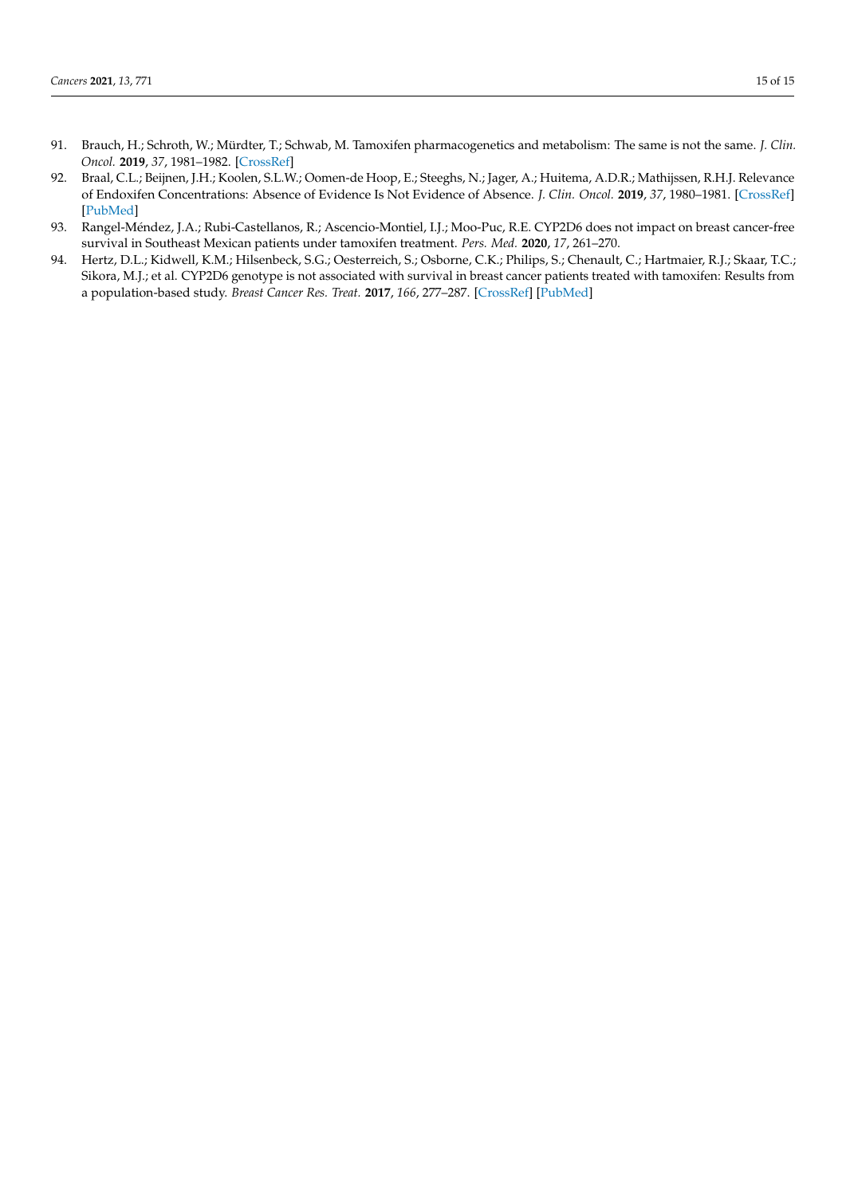91. Brauch, H.; Schroth, W.; Mürdter, T.; Schwab, M. Tamoxifen pharmacogenetics and metabolism: The same is not the same. *J. Clin. Oncol.* **2019**, *37*, 1981–1982. [CrossRef]
92. Braal, C.L.; Beijnen, J.H.; Koolen, S.L.W.; Oomen-de Hoop, E.; Steeghs, N.; Jager, A.; Huitema, A.D.R.; Mathijssen, R.H.J. Relevance of Endoxifen Concentrations: Absence of Evidence Is Not Evidence of Absence. *J. Clin. Oncol.* **2019**, *37*, 1980–1981. [CrossRef] [PubMed]
93. Rangel-Méndez, J.A.; Rubi-Castellanos, R.; Ascencio-Montiel, I.J.; Moo-Puc, R.E. CYP2D6 does not impact on breast cancer-free survival in Southeast Mexican patients under tamoxifen treatment. *Pers. Med.* **2020**, *17*, 261–270.
94. Hertz, D.L.; Kidwell, K.M.; Hilsenbeck, S.G.; Oesterreich, S.; Osborne, C.K.; Philips, S.; Chenault, C.; Hartmaier, R.J.; Skaar, T.C.; Sikora, M.J.; et al. CYP2D6 genotype is not associated with survival in breast cancer patients treated with tamoxifen: Results from a population-based study. *Breast Cancer Res. Treat.* **2017**, *166*, 277–287. [CrossRef] [PubMed]